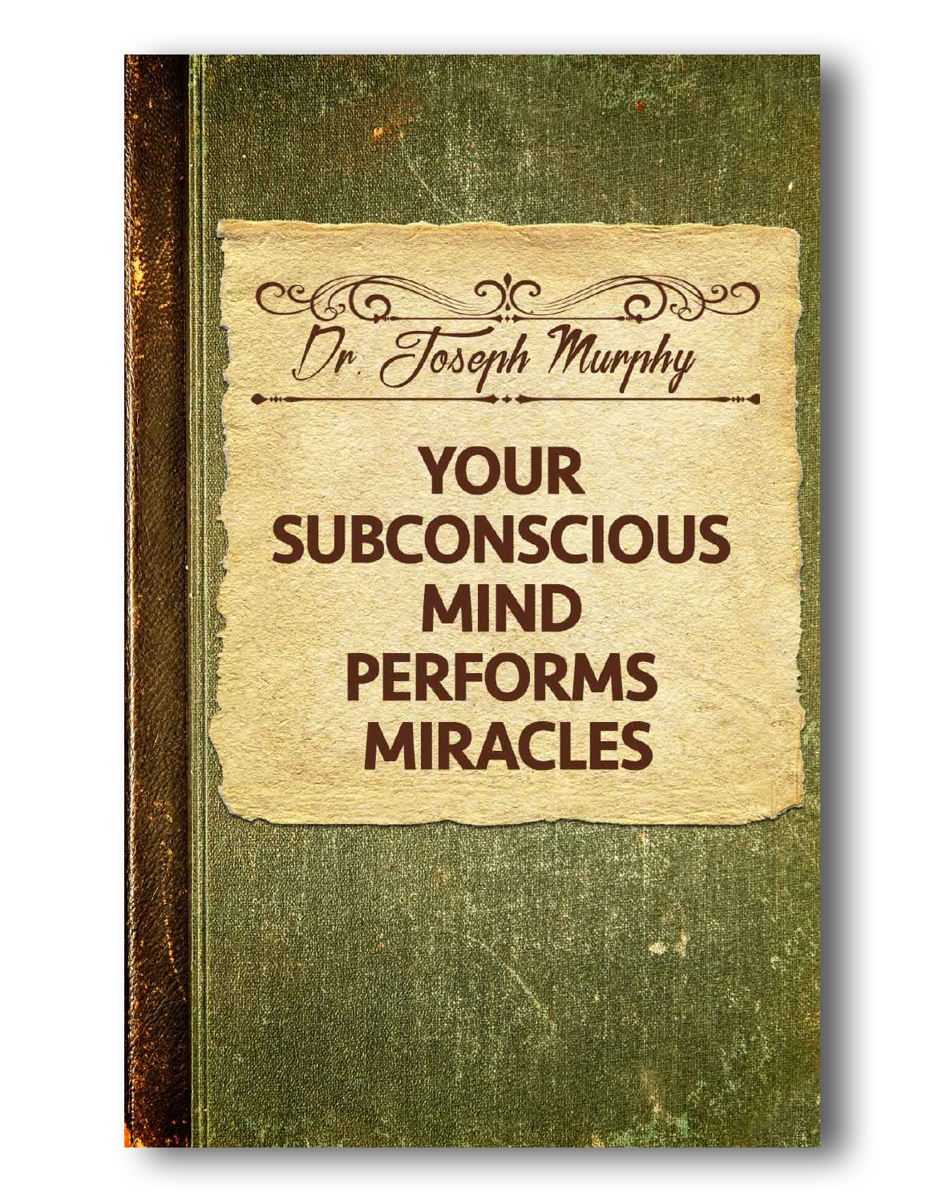Dr. Joseph Murphy

# YOUR SUBCONSCIOUS MIND PERFORMS MIRACLES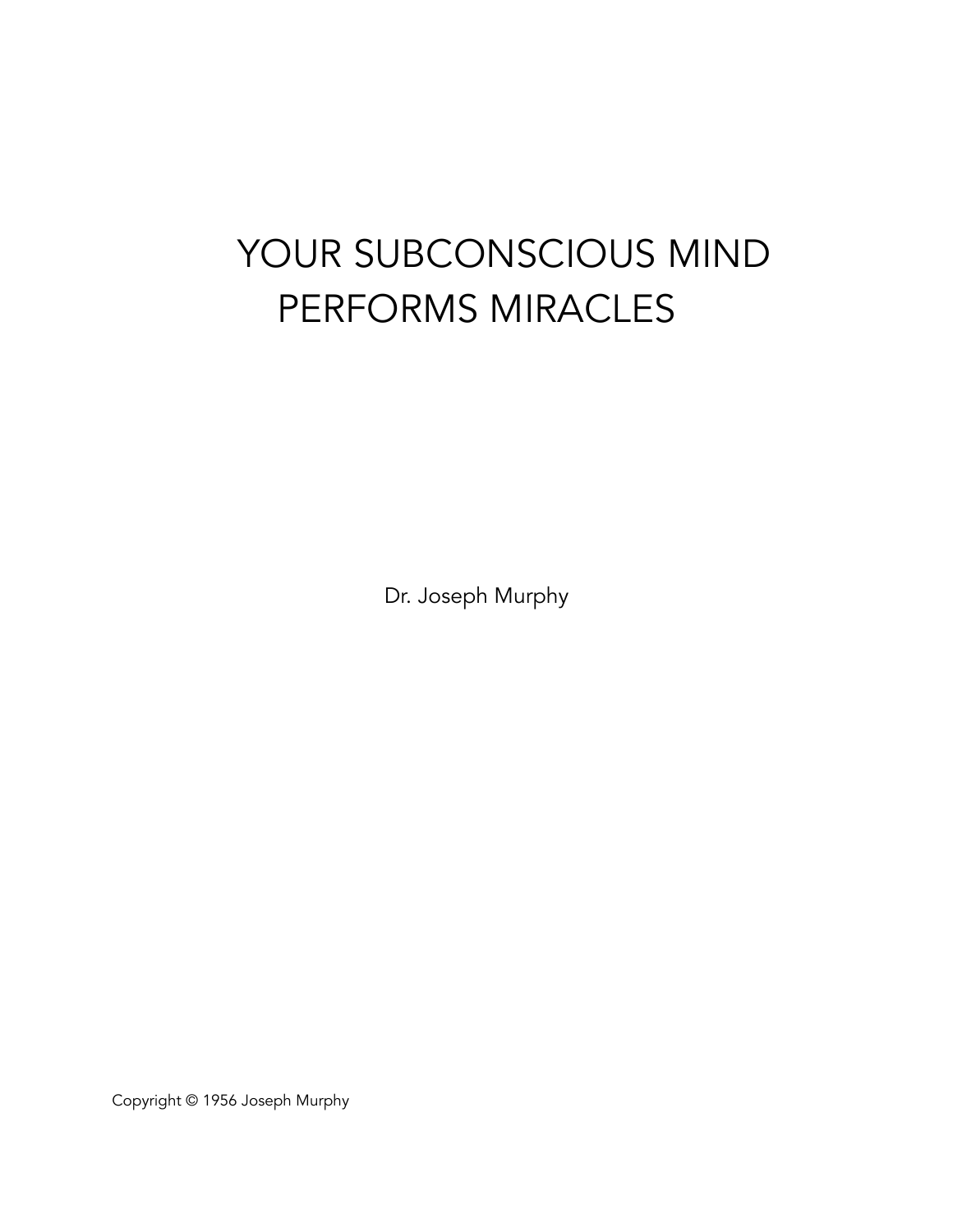# YOUR SUBCONSCIOUS MIND PERFORMS MIRACLES

Dr. Joseph Murphy

Copyright © 1956 Joseph Murphy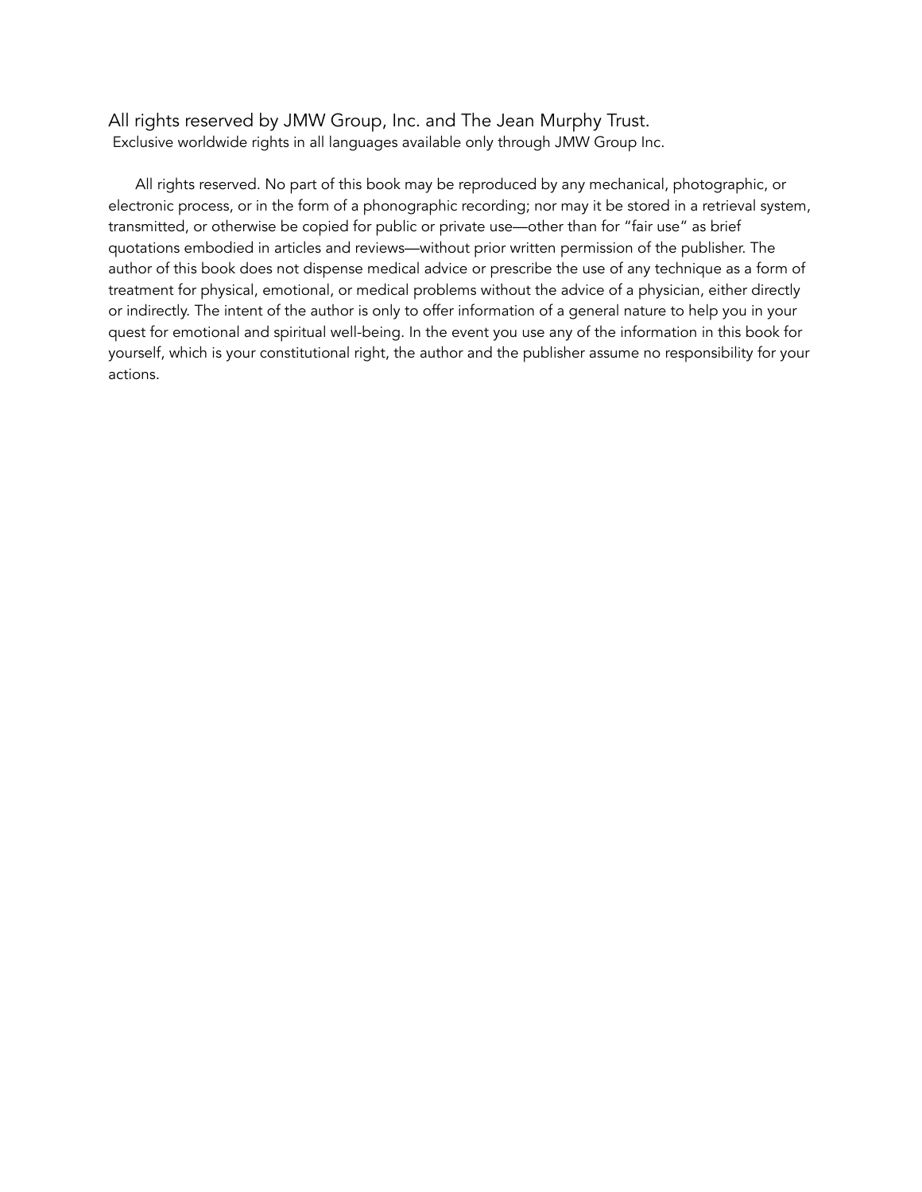All rights reserved by JMW Group, Inc. and The Jean Murphy Trust.
Exclusive worldwide rights in all languages available only through JMW Group Inc.

All rights reserved. No part of this book may be reproduced by any mechanical, photographic, or electronic process, or in the form of a phonographic recording; nor may it be stored in a retrieval system, transmitted, or otherwise be copied for public or private use—other than for "fair use" as brief quotations embodied in articles and reviews—without prior written permission of the publisher. The author of this book does not dispense medical advice or prescribe the use of any technique as a form of treatment for physical, emotional, or medical problems without the advice of a physician, either directly or indirectly. The intent of the author is only to offer information of a general nature to help you in your quest for emotional and spiritual well-being. In the event you use any of the information in this book for yourself, which is your constitutional right, the author and the publisher assume no responsibility for your actions.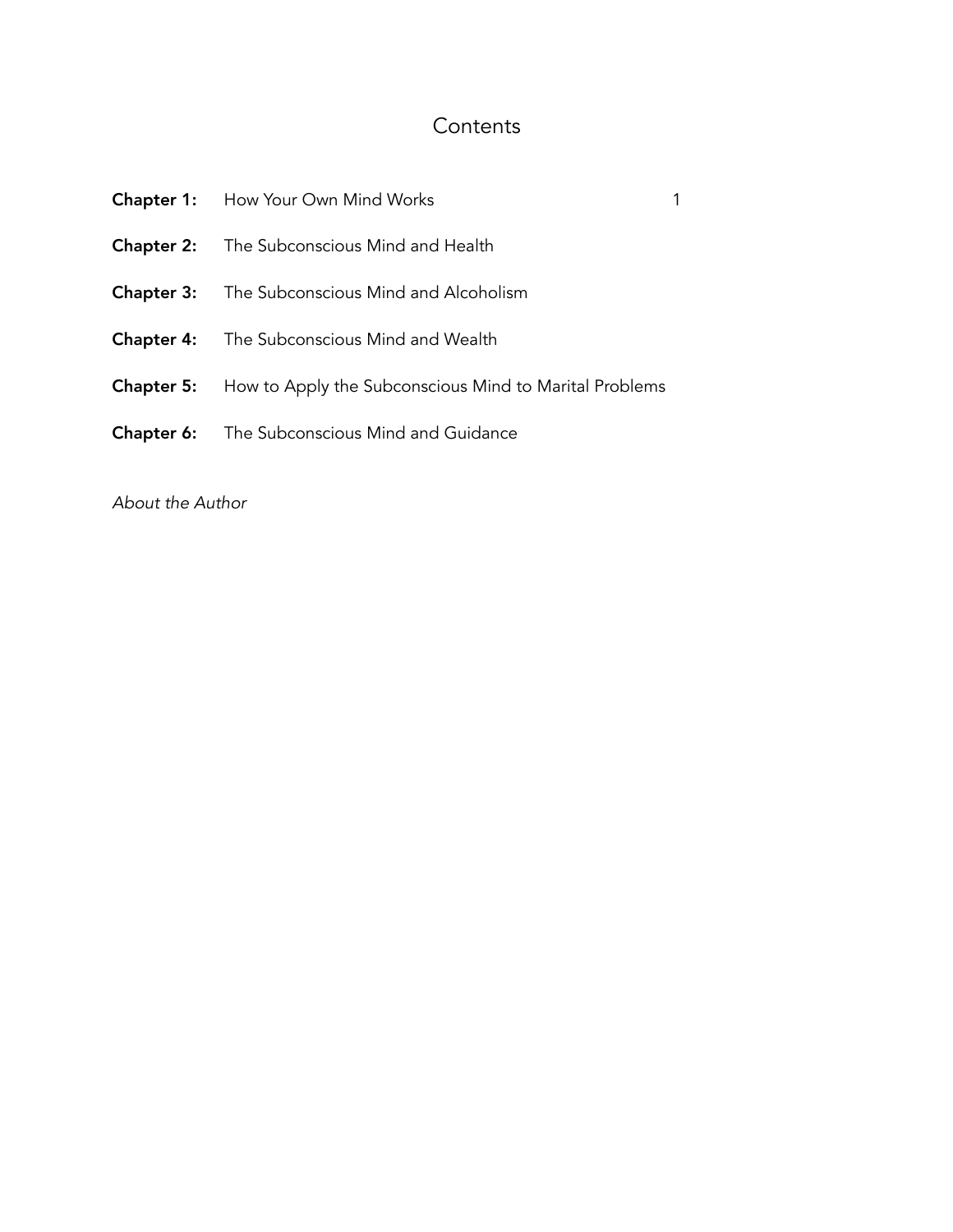# Contents

**Chapter 1:** How Your Own Mind Works 1

**Chapter 2:** The Subconscious Mind and Health

**Chapter 3:** The Subconscious Mind and Alcoholism

**Chapter 4:** The Subconscious Mind and Wealth

**Chapter 5:** How to Apply the Subconscious Mind to Marital Problems

**Chapter 6:** The Subconscious Mind and Guidance

*About the Author*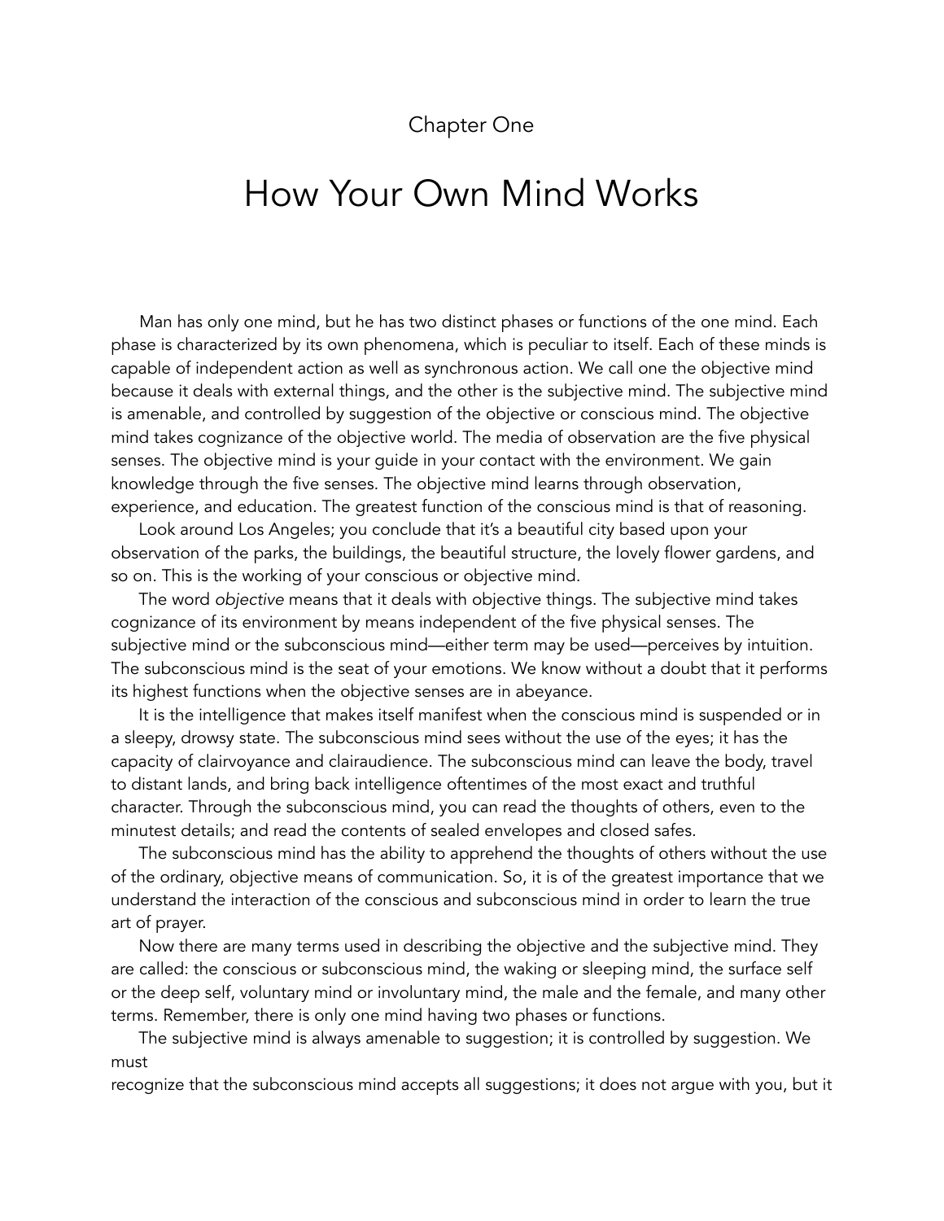Chapter One

# How Your Own Mind Works

Man has only one mind, but he has two distinct phases or functions of the one mind. Each phase is characterized by its own phenomena, which is peculiar to itself. Each of these minds is capable of independent action as well as synchronous action. We call one the objective mind because it deals with external things, and the other is the subjective mind. The subjective mind is amenable, and controlled by suggestion of the objective or conscious mind. The objective mind takes cognizance of the objective world. The media of observation are the five physical senses. The objective mind is your guide in your contact with the environment. We gain knowledge through the five senses. The objective mind learns through observation, experience, and education. The greatest function of the conscious mind is that of reasoning.

Look around Los Angeles; you conclude that it's a beautiful city based upon your observation of the parks, the buildings, the beautiful structure, the lovely flower gardens, and so on. This is the working of your conscious or objective mind.

The word *objective* means that it deals with objective things. The subjective mind takes cognizance of its environment by means independent of the five physical senses. The subjective mind or the subconscious mind—either term may be used—perceives by intuition. The subconscious mind is the seat of your emotions. We know without a doubt that it performs its highest functions when the objective senses are in abeyance.

It is the intelligence that makes itself manifest when the conscious mind is suspended or in a sleepy, drowsy state. The subconscious mind sees without the use of the eyes; it has the capacity of clairvoyance and clairaudience. The subconscious mind can leave the body, travel to distant lands, and bring back intelligence oftentimes of the most exact and truthful character. Through the subconscious mind, you can read the thoughts of others, even to the minutest details; and read the contents of sealed envelopes and closed safes.

The subconscious mind has the ability to apprehend the thoughts of others without the use of the ordinary, objective means of communication. So, it is of the greatest importance that we understand the interaction of the conscious and subconscious mind in order to learn the true art of prayer.

Now there are many terms used in describing the objective and the subjective mind. They are called: the conscious or subconscious mind, the waking or sleeping mind, the surface self or the deep self, voluntary mind or involuntary mind, the male and the female, and many other terms. Remember, there is only one mind having two phases or functions.

The subjective mind is always amenable to suggestion; it is controlled by suggestion. We must recognize that the subconscious mind accepts all suggestions; it does not argue with you, but it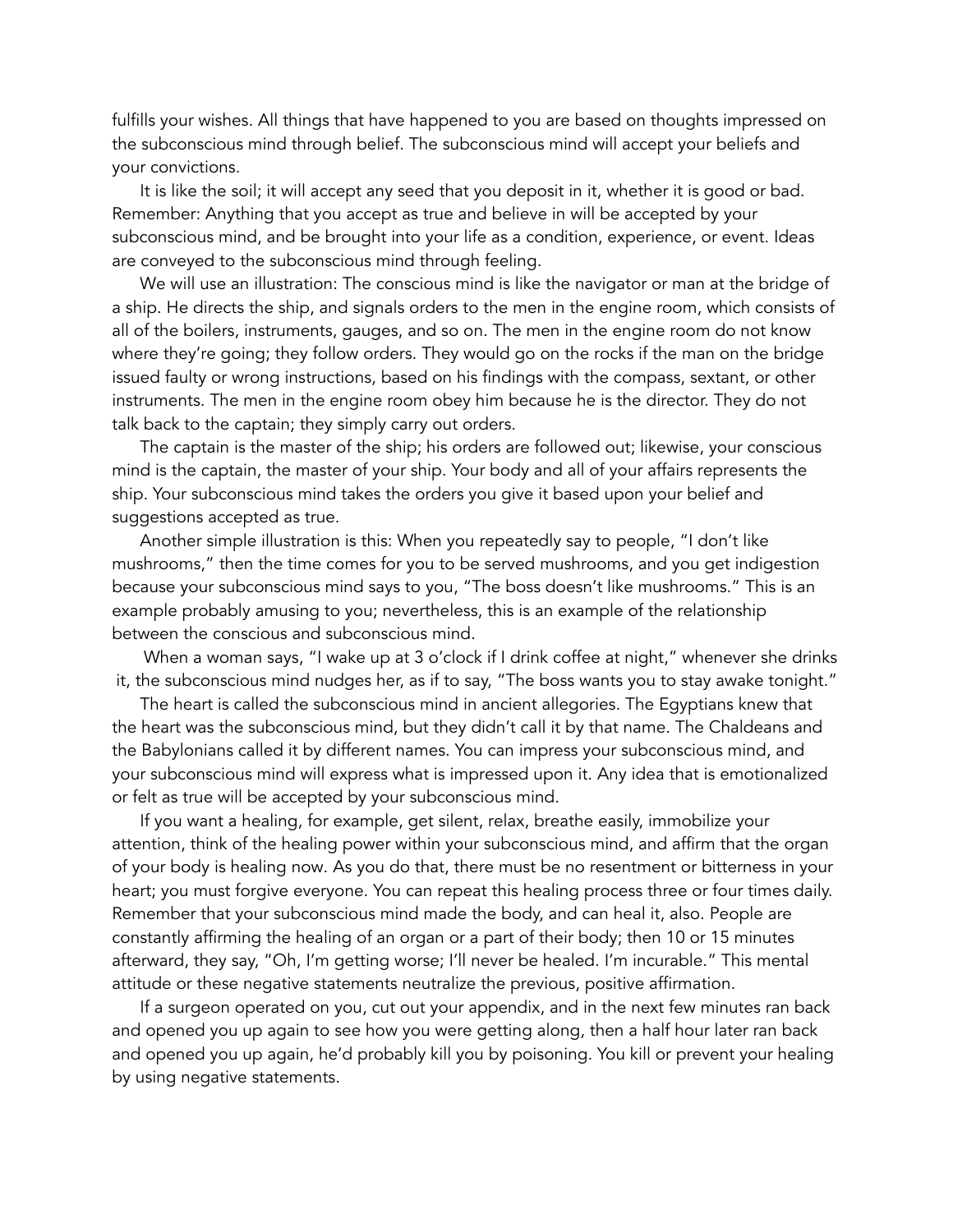fulfills your wishes. All things that have happened to you are based on thoughts impressed on the subconscious mind through belief. The subconscious mind will accept your beliefs and your convictions.

It is like the soil; it will accept any seed that you deposit in it, whether it is good or bad. Remember: Anything that you accept as true and believe in will be accepted by your subconscious mind, and be brought into your life as a condition, experience, or event. Ideas are conveyed to the subconscious mind through feeling.

We will use an illustration: The conscious mind is like the navigator or man at the bridge of a ship. He directs the ship, and signals orders to the men in the engine room, which consists of all of the boilers, instruments, gauges, and so on. The men in the engine room do not know where they're going; they follow orders. They would go on the rocks if the man on the bridge issued faulty or wrong instructions, based on his findings with the compass, sextant, or other instruments. The men in the engine room obey him because he is the director. They do not talk back to the captain; they simply carry out orders.

The captain is the master of the ship; his orders are followed out; likewise, your conscious mind is the captain, the master of your ship. Your body and all of your affairs represents the ship. Your subconscious mind takes the orders you give it based upon your belief and suggestions accepted as true.

Another simple illustration is this: When you repeatedly say to people, "I don't like mushrooms," then the time comes for you to be served mushrooms, and you get indigestion because your subconscious mind says to you, "The boss doesn't like mushrooms." This is an example probably amusing to you; nevertheless, this is an example of the relationship between the conscious and subconscious mind.

When a woman says, "I wake up at 3 o'clock if I drink coffee at night," whenever she drinks it, the subconscious mind nudges her, as if to say, "The boss wants you to stay awake tonight."

The heart is called the subconscious mind in ancient allegories. The Egyptians knew that the heart was the subconscious mind, but they didn't call it by that name. The Chaldeans and the Babylonians called it by different names. You can impress your subconscious mind, and your subconscious mind will express what is impressed upon it. Any idea that is emotionalized or felt as true will be accepted by your subconscious mind.

If you want a healing, for example, get silent, relax, breathe easily, immobilize your attention, think of the healing power within your subconscious mind, and affirm that the organ of your body is healing now. As you do that, there must be no resentment or bitterness in your heart; you must forgive everyone. You can repeat this healing process three or four times daily. Remember that your subconscious mind made the body, and can heal it, also. People are constantly affirming the healing of an organ or a part of their body; then 10 or 15 minutes afterward, they say, "Oh, I'm getting worse; I'll never be healed. I'm incurable." This mental attitude or these negative statements neutralize the previous, positive affirmation.

If a surgeon operated on you, cut out your appendix, and in the next few minutes ran back and opened you up again to see how you were getting along, then a half hour later ran back and opened you up again, he'd probably kill you by poisoning. You kill or prevent your healing by using negative statements.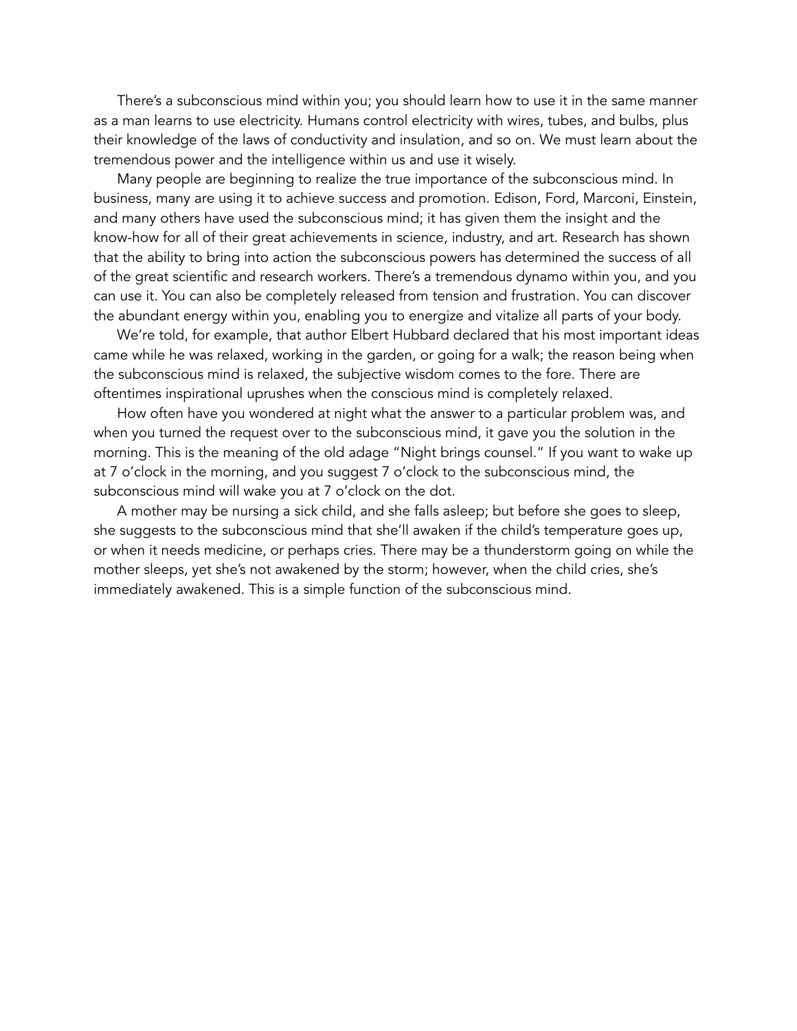There's a subconscious mind within you; you should learn how to use it in the same manner as a man learns to use electricity. Humans control electricity with wires, tubes, and bulbs, plus their knowledge of the laws of conductivity and insulation, and so on. We must learn about the tremendous power and the intelligence within us and use it wisely.

Many people are beginning to realize the true importance of the subconscious mind. In business, many are using it to achieve success and promotion. Edison, Ford, Marconi, Einstein, and many others have used the subconscious mind; it has given them the insight and the know-how for all of their great achievements in science, industry, and art. Research has shown that the ability to bring into action the subconscious powers has determined the success of all of the great scientific and research workers. There's a tremendous dynamo within you, and you can use it. You can also be completely released from tension and frustration. You can discover the abundant energy within you, enabling you to energize and vitalize all parts of your body.

We're told, for example, that author Elbert Hubbard declared that his most important ideas came while he was relaxed, working in the garden, or going for a walk; the reason being when the subconscious mind is relaxed, the subjective wisdom comes to the fore. There are oftentimes inspirational uprushes when the conscious mind is completely relaxed.

How often have you wondered at night what the answer to a particular problem was, and when you turned the request over to the subconscious mind, it gave you the solution in the morning. This is the meaning of the old adage "Night brings counsel." If you want to wake up at 7 o'clock in the morning, and you suggest 7 o'clock to the subconscious mind, the subconscious mind will wake you at 7 o'clock on the dot.

A mother may be nursing a sick child, and she falls asleep; but before she goes to sleep, she suggests to the subconscious mind that she'll awaken if the child's temperature goes up, or when it needs medicine, or perhaps cries. There may be a thunderstorm going on while the mother sleeps, yet she's not awakened by the storm; however, when the child cries, she's immediately awakened. This is a simple function of the subconscious mind.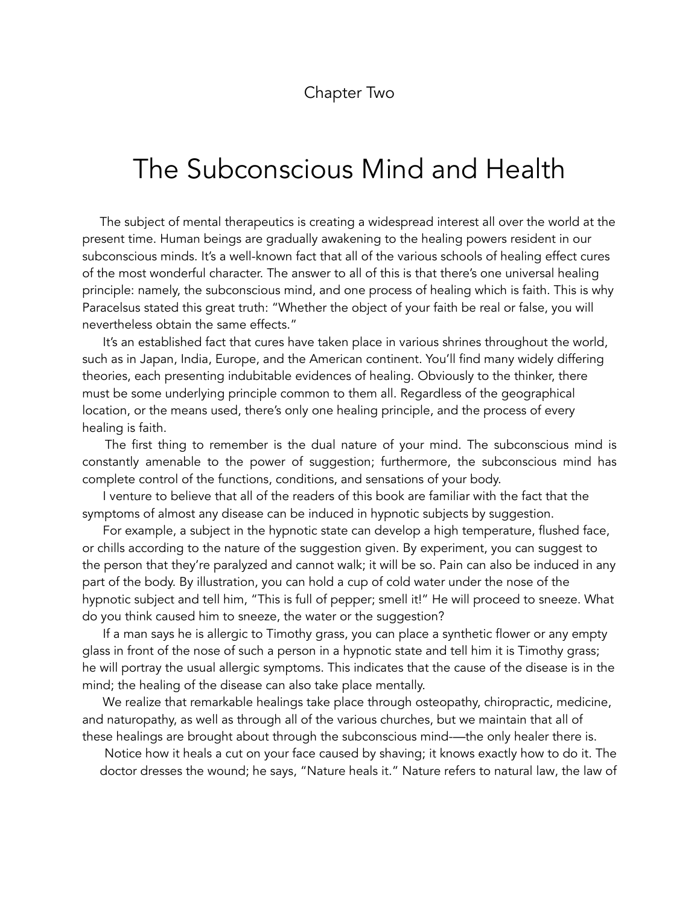Chapter Two

# The Subconscious Mind and Health

The subject of mental therapeutics is creating a widespread interest all over the world at the present time. Human beings are gradually awakening to the healing powers resident in our subconscious minds. It's a well-known fact that all of the various schools of healing effect cures of the most wonderful character. The answer to all of this is that there's one universal healing principle: namely, the subconscious mind, and one process of healing which is faith. This is why Paracelsus stated this great truth: "Whether the object of your faith be real or false, you will nevertheless obtain the same effects."

It's an established fact that cures have taken place in various shrines throughout the world, such as in Japan, India, Europe, and the American continent. You'll find many widely differing theories, each presenting indubitable evidences of healing. Obviously to the thinker, there must be some underlying principle common to them all. Regardless of the geographical location, or the means used, there's only one healing principle, and the process of every healing is faith.

The first thing to remember is the dual nature of your mind. The subconscious mind is constantly amenable to the power of suggestion; furthermore, the subconscious mind has complete control of the functions, conditions, and sensations of your body.

I venture to believe that all of the readers of this book are familiar with the fact that the symptoms of almost any disease can be induced in hypnotic subjects by suggestion.

For example, a subject in the hypnotic state can develop a high temperature, flushed face, or chills according to the nature of the suggestion given. By experiment, you can suggest to the person that they're paralyzed and cannot walk; it will be so. Pain can also be induced in any part of the body. By illustration, you can hold a cup of cold water under the nose of the hypnotic subject and tell him, "This is full of pepper; smell it!" He will proceed to sneeze. What do you think caused him to sneeze, the water or the suggestion?

If a man says he is allergic to Timothy grass, you can place a synthetic flower or any empty glass in front of the nose of such a person in a hypnotic state and tell him it is Timothy grass; he will portray the usual allergic symptoms. This indicates that the cause of the disease is in the mind; the healing of the disease can also take place mentally.

We realize that remarkable healings take place through osteopathy, chiropractic, medicine, and naturopathy, as well as through all of the various churches, but we maintain that all of these healings are brought about through the subconscious mind—the only healer there is.

Notice how it heals a cut on your face caused by shaving; it knows exactly how to do it. The doctor dresses the wound; he says, "Nature heals it." Nature refers to natural law, the law of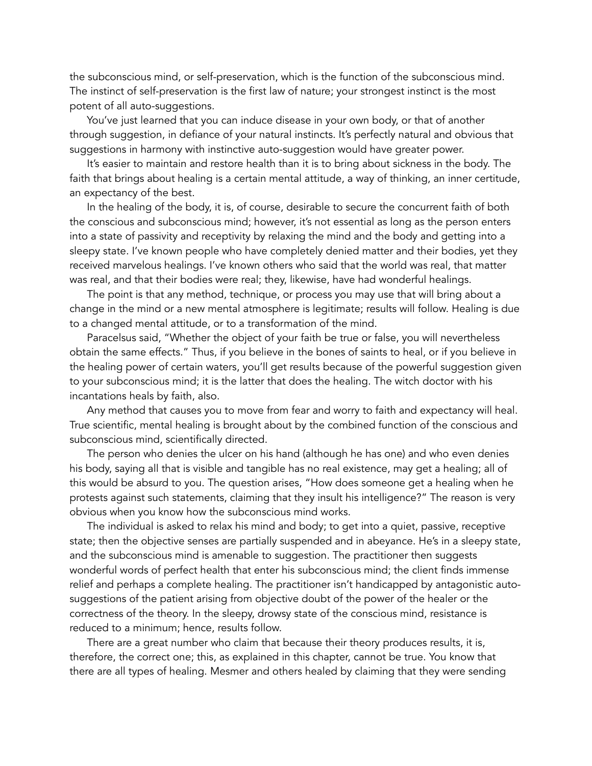the subconscious mind, or self-preservation, which is the function of the subconscious mind. The instinct of self-preservation is the first law of nature; your strongest instinct is the most potent of all auto-suggestions.

You've just learned that you can induce disease in your own body, or that of another through suggestion, in defiance of your natural instincts. It's perfectly natural and obvious that suggestions in harmony with instinctive auto-suggestion would have greater power.

It's easier to maintain and restore health than it is to bring about sickness in the body. The faith that brings about healing is a certain mental attitude, a way of thinking, an inner certitude, an expectancy of the best.

In the healing of the body, it is, of course, desirable to secure the concurrent faith of both the conscious and subconscious mind; however, it's not essential as long as the person enters into a state of passivity and receptivity by relaxing the mind and the body and getting into a sleepy state. I've known people who have completely denied matter and their bodies, yet they received marvelous healings. I've known others who said that the world was real, that matter was real, and that their bodies were real; they, likewise, have had wonderful healings.

The point is that any method, technique, or process you may use that will bring about a change in the mind or a new mental atmosphere is legitimate; results will follow. Healing is due to a changed mental attitude, or to a transformation of the mind.

Paracelsus said, "Whether the object of your faith be true or false, you will nevertheless obtain the same effects." Thus, if you believe in the bones of saints to heal, or if you believe in the healing power of certain waters, you'll get results because of the powerful suggestion given to your subconscious mind; it is the latter that does the healing. The witch doctor with his incantations heals by faith, also.

Any method that causes you to move from fear and worry to faith and expectancy will heal. True scientific, mental healing is brought about by the combined function of the conscious and subconscious mind, scientifically directed.

The person who denies the ulcer on his hand (although he has one) and who even denies his body, saying all that is visible and tangible has no real existence, may get a healing; all of this would be absurd to you. The question arises, "How does someone get a healing when he protests against such statements, claiming that they insult his intelligence?" The reason is very obvious when you know how the subconscious mind works.

The individual is asked to relax his mind and body; to get into a quiet, passive, receptive state; then the objective senses are partially suspended and in abeyance. He's in a sleepy state, and the subconscious mind is amenable to suggestion. The practitioner then suggests wonderful words of perfect health that enter his subconscious mind; the client finds immense relief and perhaps a complete healing. The practitioner isn't handicapped by antagonistic auto-suggestions of the patient arising from objective doubt of the power of the healer or the correctness of the theory. In the sleepy, drowsy state of the conscious mind, resistance is reduced to a minimum; hence, results follow.

There are a great number who claim that because their theory produces results, it is, therefore, the correct one; this, as explained in this chapter, cannot be true. You know that there are all types of healing. Mesmer and others healed by claiming that they were sending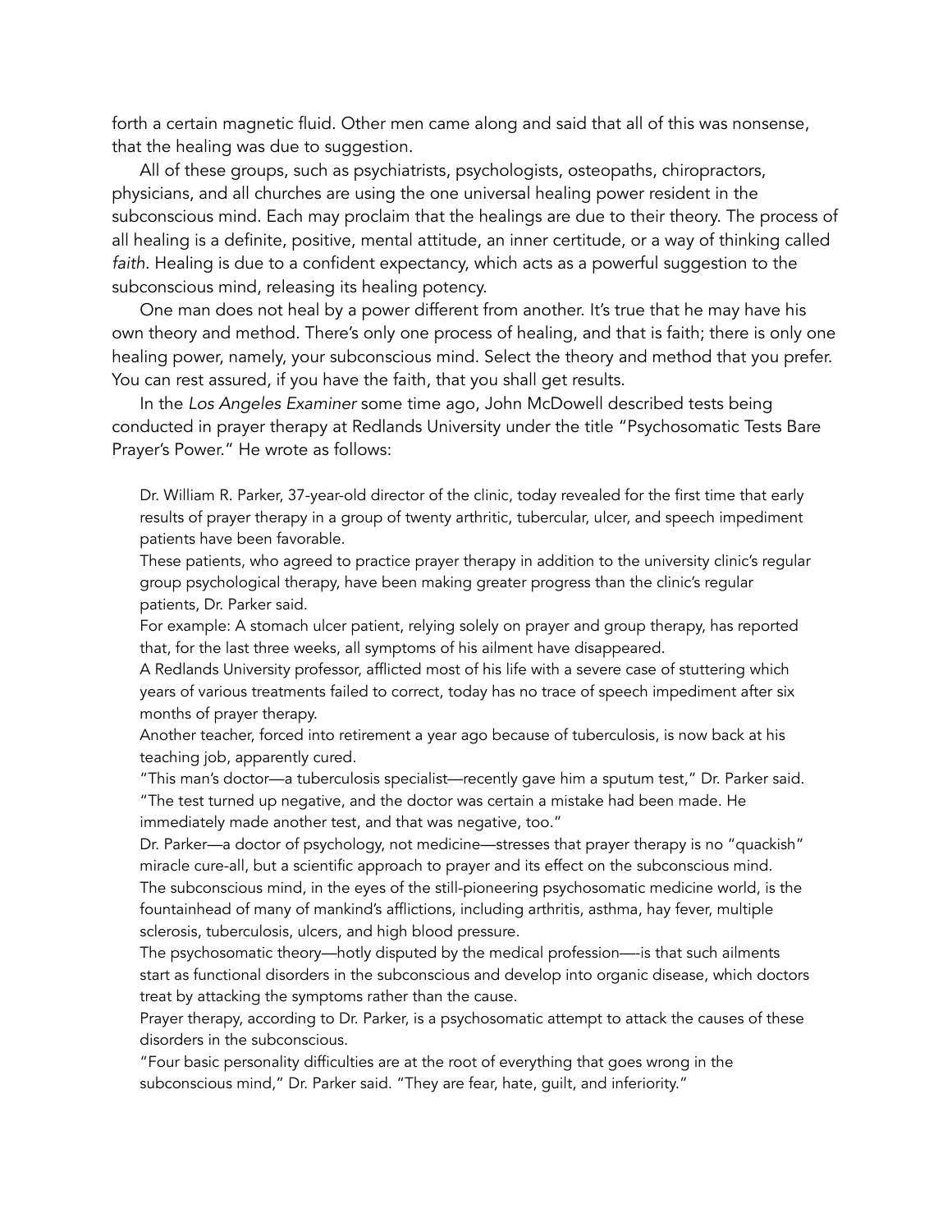forth a certain magnetic fluid. Other men came along and said that all of this was nonsense, that the healing was due to suggestion.

All of these groups, such as psychiatrists, psychologists, osteopaths, chiropractors, physicians, and all churches are using the one universal healing power resident in the subconscious mind. Each may proclaim that the healings are due to their theory. The process of all healing is a definite, positive, mental attitude, an inner certitude, or a way of thinking called *faith*. Healing is due to a confident expectancy, which acts as a powerful suggestion to the subconscious mind, releasing its healing potency.

One man does not heal by a power different from another. It's true that he may have his own theory and method. There's only one process of healing, and that is faith; there is only one healing power, namely, your subconscious mind. Select the theory and method that you prefer. You can rest assured, if you have the faith, that you shall get results.

In the *Los Angeles Examiner* some time ago, John McDowell described tests being conducted in prayer therapy at Redlands University under the title "Psychosomatic Tests Bare Prayer's Power." He wrote as follows:

> Dr. William R. Parker, 37-year-old director of the clinic, today revealed for the first time that early results of prayer therapy in a group of twenty arthritic, tubercular, ulcer, and speech impediment patients have been favorable.
>
> These patients, who agreed to practice prayer therapy in addition to the university clinic's regular group psychological therapy, have been making greater progress than the clinic's regular patients, Dr. Parker said.
>
> For example: A stomach ulcer patient, relying solely on prayer and group therapy, has reported that, for the last three weeks, all symptoms of his ailment have disappeared.
>
> A Redlands University professor, afflicted most of his life with a severe case of stuttering which years of various treatments failed to correct, today has no trace of speech impediment after six months of prayer therapy.
>
> Another teacher, forced into retirement a year ago because of tuberculosis, is now back at his teaching job, apparently cured.
>
> "This man's doctor—a tuberculosis specialist—recently gave him a sputum test," Dr. Parker said. "The test turned up negative, and the doctor was certain a mistake had been made. He immediately made another test, and that was negative, too."
>
> Dr. Parker—a doctor of psychology, not medicine—stresses that prayer therapy is no "quackish" miracle cure-all, but a scientific approach to prayer and its effect on the subconscious mind.
>
> The subconscious mind, in the eyes of the still-pioneering psychosomatic medicine world, is the fountainhead of many of mankind's afflictions, including arthritis, asthma, hay fever, multiple sclerosis, tuberculosis, ulcers, and high blood pressure.
>
> The psychosomatic theory—hotly disputed by the medical profession—-is that such ailments start as functional disorders in the subconscious and develop into organic disease, which doctors treat by attacking the symptoms rather than the cause.
>
> Prayer therapy, according to Dr. Parker, is a psychosomatic attempt to attack the causes of these disorders in the subconscious.
>
> "Four basic personality difficulties are at the root of everything that goes wrong in the subconscious mind," Dr. Parker said. "They are fear, hate, guilt, and inferiority."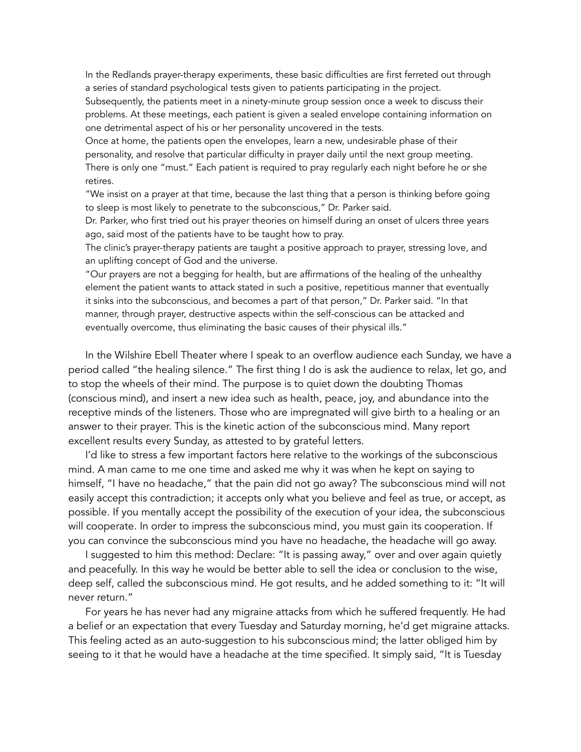In the Redlands prayer-therapy experiments, these basic difficulties are first ferreted out through a series of standard psychological tests given to patients participating in the project.

Subsequently, the patients meet in a ninety-minute group session once a week to discuss their problems. At these meetings, each patient is given a sealed envelope containing information on one detrimental aspect of his or her personality uncovered in the tests.

Once at home, the patients open the envelopes, learn a new, undesirable phase of their personality, and resolve that particular difficulty in prayer daily until the next group meeting.

There is only one "must." Each patient is required to pray regularly each night before he or she retires.

"We insist on a prayer at that time, because the last thing that a person is thinking before going to sleep is most likely to penetrate to the subconscious," Dr. Parker said.

Dr. Parker, who first tried out his prayer theories on himself during an onset of ulcers three years ago, said most of the patients have to be taught how to pray.

The clinic's prayer-therapy patients are taught a positive approach to prayer, stressing love, and an uplifting concept of God and the universe.

"Our prayers are not a begging for health, but are affirmations of the healing of the unhealthy element the patient wants to attack stated in such a positive, repetitious manner that eventually it sinks into the subconscious, and becomes a part of that person," Dr. Parker said. "In that manner, through prayer, destructive aspects within the self-conscious can be attacked and eventually overcome, thus eliminating the basic causes of their physical ills."

In the Wilshire Ebell Theater where I speak to an overflow audience each Sunday, we have a period called "the healing silence." The first thing I do is ask the audience to relax, let go, and to stop the wheels of their mind. The purpose is to quiet down the doubting Thomas (conscious mind), and insert a new idea such as health, peace, joy, and abundance into the receptive minds of the listeners. Those who are impregnated will give birth to a healing or an answer to their prayer. This is the kinetic action of the subconscious mind. Many report excellent results every Sunday, as attested to by grateful letters.

I'd like to stress a few important factors here relative to the workings of the subconscious mind. A man came to me one time and asked me why it was when he kept on saying to himself, "I have no headache," that the pain did not go away? The subconscious mind will not easily accept this contradiction; it accepts only what you believe and feel as true, or accept, as possible. If you mentally accept the possibility of the execution of your idea, the subconscious will cooperate. In order to impress the subconscious mind, you must gain its cooperation. If you can convince the subconscious mind you have no headache, the headache will go away.

I suggested to him this method: Declare: "It is passing away," over and over again quietly and peacefully. In this way he would be better able to sell the idea or conclusion to the wise, deep self, called the subconscious mind. He got results, and he added something to it: "It will never return."

For years he has never had any migraine attacks from which he suffered frequently. He had a belief or an expectation that every Tuesday and Saturday morning, he'd get migraine attacks. This feeling acted as an auto-suggestion to his subconscious mind; the latter obliged him by seeing to it that he would have a headache at the time specified. It simply said, "It is Tuesday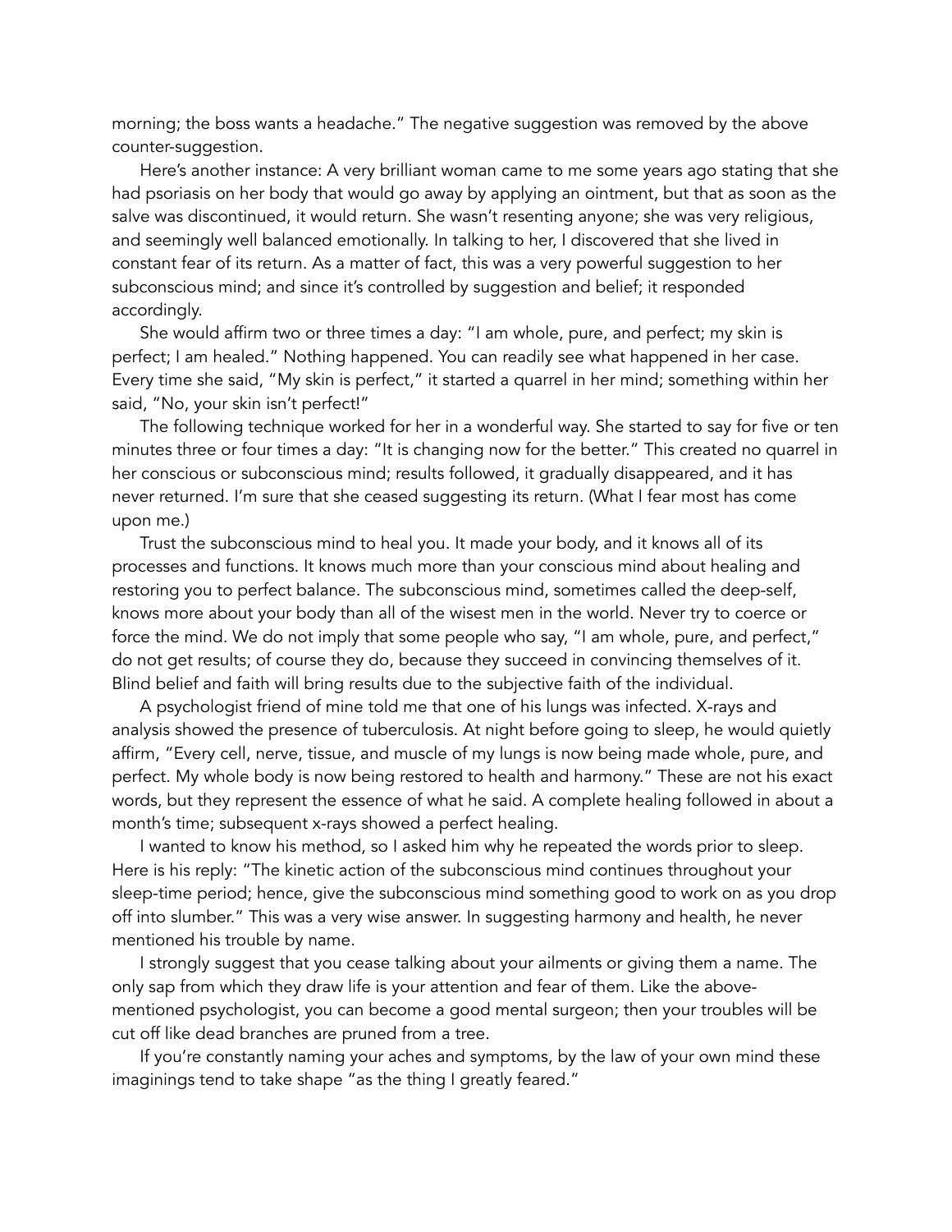morning; the boss wants a headache." The negative suggestion was removed by the above counter-suggestion.

Here's another instance: A very brilliant woman came to me some years ago stating that she had psoriasis on her body that would go away by applying an ointment, but that as soon as the salve was discontinued, it would return. She wasn't resenting anyone; she was very religious, and seemingly well balanced emotionally. In talking to her, I discovered that she lived in constant fear of its return. As a matter of fact, this was a very powerful suggestion to her subconscious mind; and since it's controlled by suggestion and belief; it responded accordingly.

She would affirm two or three times a day: "I am whole, pure, and perfect; my skin is perfect; I am healed." Nothing happened. You can readily see what happened in her case. Every time she said, "My skin is perfect," it started a quarrel in her mind; something within her said, "No, your skin isn't perfect!"

The following technique worked for her in a wonderful way. She started to say for five or ten minutes three or four times a day: "It is changing now for the better." This created no quarrel in her conscious or subconscious mind; results followed, it gradually disappeared, and it has never returned. I'm sure that she ceased suggesting its return. (What I fear most has come upon me.)

Trust the subconscious mind to heal you. It made your body, and it knows all of its processes and functions. It knows much more than your conscious mind about healing and restoring you to perfect balance. The subconscious mind, sometimes called the deep-self, knows more about your body than all of the wisest men in the world. Never try to coerce or force the mind. We do not imply that some people who say, "I am whole, pure, and perfect," do not get results; of course they do, because they succeed in convincing themselves of it. Blind belief and faith will bring results due to the subjective faith of the individual.

A psychologist friend of mine told me that one of his lungs was infected. X-rays and analysis showed the presence of tuberculosis. At night before going to sleep, he would quietly affirm, "Every cell, nerve, tissue, and muscle of my lungs is now being made whole, pure, and perfect. My whole body is now being restored to health and harmony." These are not his exact words, but they represent the essence of what he said. A complete healing followed in about a month's time; subsequent x-rays showed a perfect healing.

I wanted to know his method, so I asked him why he repeated the words prior to sleep. Here is his reply: "The kinetic action of the subconscious mind continues throughout your sleep-time period; hence, give the subconscious mind something good to work on as you drop off into slumber." This was a very wise answer. In suggesting harmony and health, he never mentioned his trouble by name.

I strongly suggest that you cease talking about your ailments or giving them a name. The only sap from which they draw life is your attention and fear of them. Like the above-mentioned psychologist, you can become a good mental surgeon; then your troubles will be cut off like dead branches are pruned from a tree.

If you're constantly naming your aches and symptoms, by the law of your own mind these imaginings tend to take shape "as the thing I greatly feared."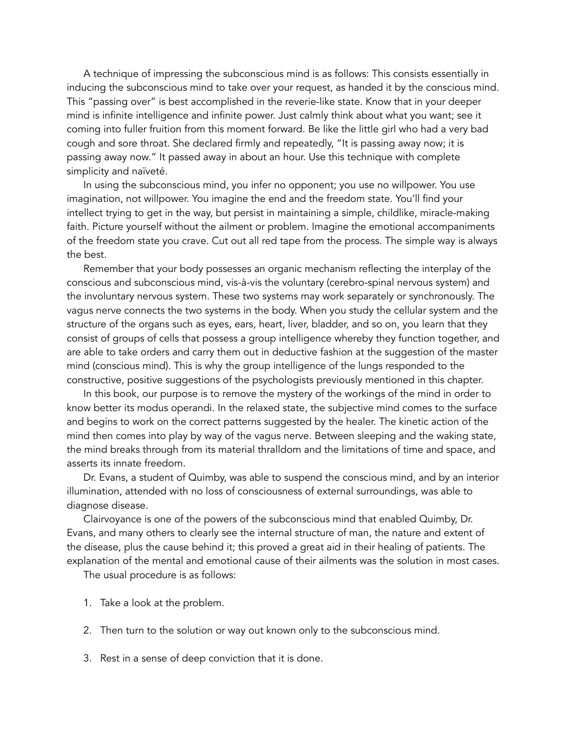A technique of impressing the subconscious mind is as follows: This consists essentially in inducing the subconscious mind to take over your request, as handed it by the conscious mind. This "passing over" is best accomplished in the reverie-like state. Know that in your deeper mind is infinite intelligence and infinite power. Just calmly think about what you want; see it coming into fuller fruition from this moment forward. Be like the little girl who had a very bad cough and sore throat. She declared firmly and repeatedly, "It is passing away now; it is passing away now." It passed away in about an hour. Use this technique with complete simplicity and naïveté.

In using the subconscious mind, you infer no opponent; you use no willpower. You use imagination, not willpower. You imagine the end and the freedom state. You'll find your intellect trying to get in the way, but persist in maintaining a simple, childlike, miracle-making faith. Picture yourself without the ailment or problem. Imagine the emotional accompaniments of the freedom state you crave. Cut out all red tape from the process. The simple way is always the best.

Remember that your body possesses an organic mechanism reflecting the interplay of the conscious and subconscious mind, vis-à-vis the voluntary (cerebro-spinal nervous system) and the involuntary nervous system. These two systems may work separately or synchronously. The vagus nerve connects the two systems in the body. When you study the cellular system and the structure of the organs such as eyes, ears, heart, liver, bladder, and so on, you learn that they consist of groups of cells that possess a group intelligence whereby they function together, and are able to take orders and carry them out in deductive fashion at the suggestion of the master mind (conscious mind). This is why the group intelligence of the lungs responded to the constructive, positive suggestions of the psychologists previously mentioned in this chapter.

In this book, our purpose is to remove the mystery of the workings of the mind in order to know better its modus operandi. In the relaxed state, the subjective mind comes to the surface and begins to work on the correct patterns suggested by the healer. The kinetic action of the mind then comes into play by way of the vagus nerve. Between sleeping and the waking state, the mind breaks through from its material thralldom and the limitations of time and space, and asserts its innate freedom.

Dr. Evans, a student of Quimby, was able to suspend the conscious mind, and by an interior illumination, attended with no loss of consciousness of external surroundings, was able to diagnose disease.

Clairvoyance is one of the powers of the subconscious mind that enabled Quimby, Dr. Evans, and many others to clearly see the internal structure of man, the nature and extent of the disease, plus the cause behind it; this proved a great aid in their healing of patients. The explanation of the mental and emotional cause of their ailments was the solution in most cases.

The usual procedure is as follows:

1. Take a look at the problem.

2. Then turn to the solution or way out known only to the subconscious mind.

3. Rest in a sense of deep conviction that it is done.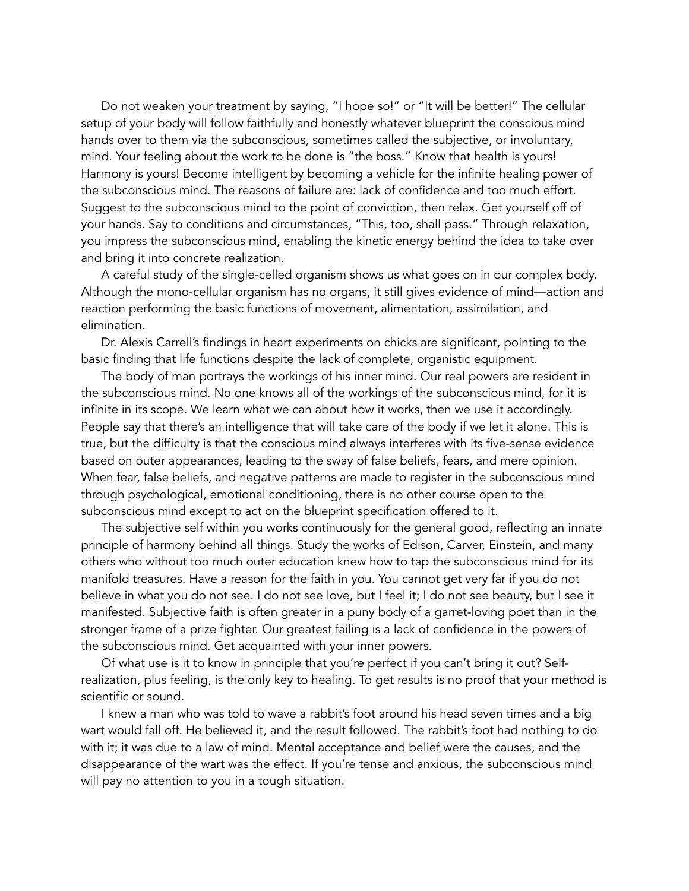Do not weaken your treatment by saying, "I hope so!" or "It will be better!" The cellular setup of your body will follow faithfully and honestly whatever blueprint the conscious mind hands over to them via the subconscious, sometimes called the subjective, or involuntary, mind. Your feeling about the work to be done is "the boss." Know that health is yours! Harmony is yours! Become intelligent by becoming a vehicle for the infinite healing power of the subconscious mind. The reasons of failure are: lack of confidence and too much effort. Suggest to the subconscious mind to the point of conviction, then relax. Get yourself off of your hands. Say to conditions and circumstances, "This, too, shall pass." Through relaxation, you impress the subconscious mind, enabling the kinetic energy behind the idea to take over and bring it into concrete realization.

A careful study of the single-celled organism shows us what goes on in our complex body. Although the mono-cellular organism has no organs, it still gives evidence of mind—action and reaction performing the basic functions of movement, alimentation, assimilation, and elimination.

Dr. Alexis Carrell's findings in heart experiments on chicks are significant, pointing to the basic finding that life functions despite the lack of complete, organistic equipment.

The body of man portrays the workings of his inner mind. Our real powers are resident in the subconscious mind. No one knows all of the workings of the subconscious mind, for it is infinite in its scope. We learn what we can about how it works, then we use it accordingly. People say that there's an intelligence that will take care of the body if we let it alone. This is true, but the difficulty is that the conscious mind always interferes with its five-sense evidence based on outer appearances, leading to the sway of false beliefs, fears, and mere opinion. When fear, false beliefs, and negative patterns are made to register in the subconscious mind through psychological, emotional conditioning, there is no other course open to the subconscious mind except to act on the blueprint specification offered to it.

The subjective self within you works continuously for the general good, reflecting an innate principle of harmony behind all things. Study the works of Edison, Carver, Einstein, and many others who without too much outer education knew how to tap the subconscious mind for its manifold treasures. Have a reason for the faith in you. You cannot get very far if you do not believe in what you do not see. I do not see love, but I feel it; I do not see beauty, but I see it manifested. Subjective faith is often greater in a puny body of a garret-loving poet than in the stronger frame of a prize fighter. Our greatest failing is a lack of confidence in the powers of the subconscious mind. Get acquainted with your inner powers.

Of what use is it to know in principle that you're perfect if you can't bring it out? Self-realization, plus feeling, is the only key to healing. To get results is no proof that your method is scientific or sound.

I knew a man who was told to wave a rabbit's foot around his head seven times and a big wart would fall off. He believed it, and the result followed. The rabbit's foot had nothing to do with it; it was due to a law of mind. Mental acceptance and belief were the causes, and the disappearance of the wart was the effect. If you're tense and anxious, the subconscious mind will pay no attention to you in a tough situation.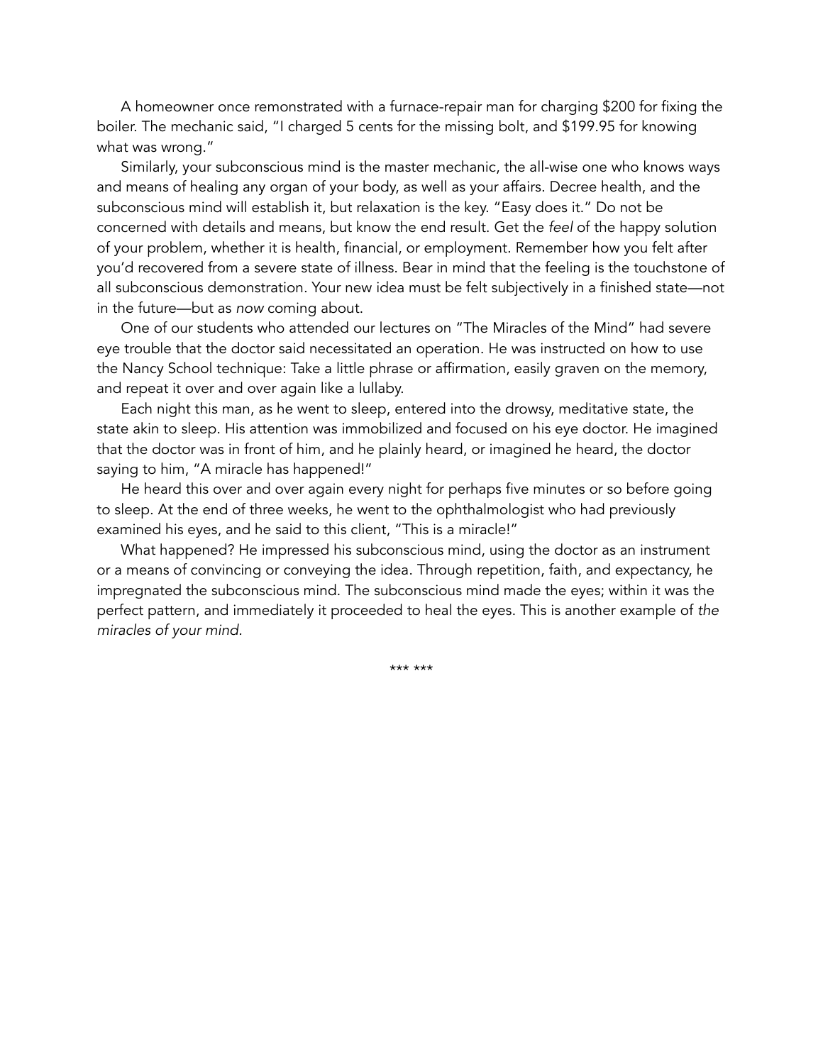A homeowner once remonstrated with a furnace-repair man for charging $200 for fixing the boiler. The mechanic said, "I charged 5 cents for the missing bolt, and $199.95 for knowing what was wrong."

Similarly, your subconscious mind is the master mechanic, the all-wise one who knows ways and means of healing any organ of your body, as well as your affairs. Decree health, and the subconscious mind will establish it, but relaxation is the key. "Easy does it." Do not be concerned with details and means, but know the end result. Get the *feel* of the happy solution of your problem, whether it is health, financial, or employment. Remember how you felt after you'd recovered from a severe state of illness. Bear in mind that the feeling is the touchstone of all subconscious demonstration. Your new idea must be felt subjectively in a finished state—not in the future—but as *now* coming about.

One of our students who attended our lectures on "The Miracles of the Mind" had severe eye trouble that the doctor said necessitated an operation. He was instructed on how to use the Nancy School technique: Take a little phrase or affirmation, easily graven on the memory, and repeat it over and over again like a lullaby.

Each night this man, as he went to sleep, entered into the drowsy, meditative state, the state akin to sleep. His attention was immobilized and focused on his eye doctor. He imagined that the doctor was in front of him, and he plainly heard, or imagined he heard, the doctor saying to him, "A miracle has happened!"

He heard this over and over again every night for perhaps five minutes or so before going to sleep. At the end of three weeks, he went to the ophthalmologist who had previously examined his eyes, and he said to this client, "This is a miracle!"

What happened? He impressed his subconscious mind, using the doctor as an instrument or a means of convincing or conveying the idea. Through repetition, faith, and expectancy, he impregnated the subconscious mind. The subconscious mind made the eyes; within it was the perfect pattern, and immediately it proceeded to heal the eyes. This is another example of *the miracles of your mind*.

*** ***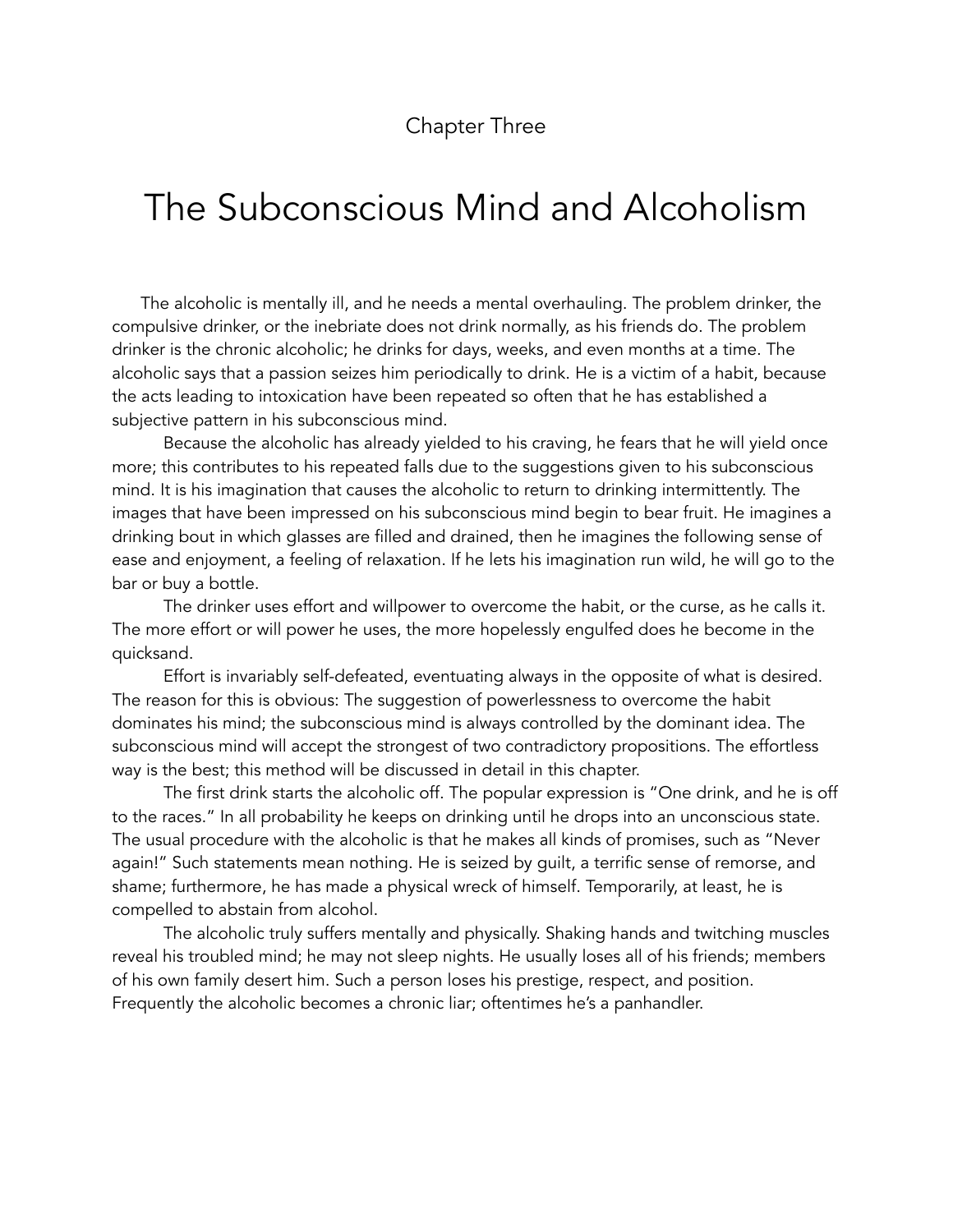Chapter Three

# The Subconscious Mind and Alcoholism

The alcoholic is mentally ill, and he needs a mental overhauling. The problem drinker, the compulsive drinker, or the inebriate does not drink normally, as his friends do. The problem drinker is the chronic alcoholic; he drinks for days, weeks, and even months at a time. The alcoholic says that a passion seizes him periodically to drink. He is a victim of a habit, because the acts leading to intoxication have been repeated so often that he has established a subjective pattern in his subconscious mind.

Because the alcoholic has already yielded to his craving, he fears that he will yield once more; this contributes to his repeated falls due to the suggestions given to his subconscious mind. It is his imagination that causes the alcoholic to return to drinking intermittently. The images that have been impressed on his subconscious mind begin to bear fruit. He imagines a drinking bout in which glasses are filled and drained, then he imagines the following sense of ease and enjoyment, a feeling of relaxation. If he lets his imagination run wild, he will go to the bar or buy a bottle.

The drinker uses effort and willpower to overcome the habit, or the curse, as he calls it. The more effort or will power he uses, the more hopelessly engulfed does he become in the quicksand.

Effort is invariably self-defeated, eventuating always in the opposite of what is desired. The reason for this is obvious: The suggestion of powerlessness to overcome the habit dominates his mind; the subconscious mind is always controlled by the dominant idea. The subconscious mind will accept the strongest of two contradictory propositions. The effortless way is the best; this method will be discussed in detail in this chapter.

The first drink starts the alcoholic off. The popular expression is "One drink, and he is off to the races." In all probability he keeps on drinking until he drops into an unconscious state. The usual procedure with the alcoholic is that he makes all kinds of promises, such as "Never again!" Such statements mean nothing. He is seized by guilt, a terrific sense of remorse, and shame; furthermore, he has made a physical wreck of himself. Temporarily, at least, he is compelled to abstain from alcohol.

The alcoholic truly suffers mentally and physically. Shaking hands and twitching muscles reveal his troubled mind; he may not sleep nights. He usually loses all of his friends; members of his own family desert him. Such a person loses his prestige, respect, and position. Frequently the alcoholic becomes a chronic liar; oftentimes he's a panhandler.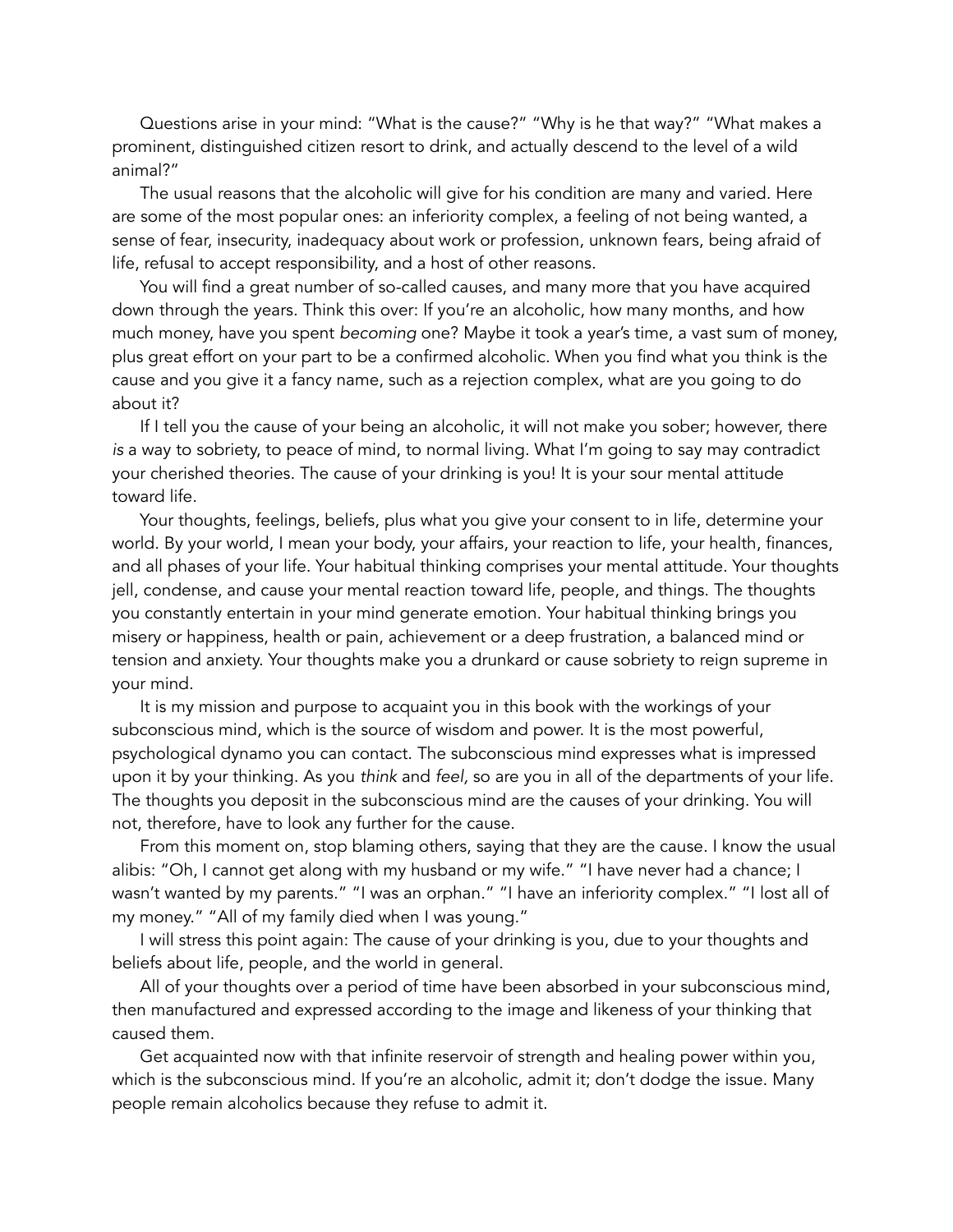Questions arise in your mind: "What is the cause?" "Why is he that way?" "What makes a prominent, distinguished citizen resort to drink, and actually descend to the level of a wild animal?"

The usual reasons that the alcoholic will give for his condition are many and varied. Here are some of the most popular ones: an inferiority complex, a feeling of not being wanted, a sense of fear, insecurity, inadequacy about work or profession, unknown fears, being afraid of life, refusal to accept responsibility, and a host of other reasons.

You will find a great number of so-called causes, and many more that you have acquired down through the years. Think this over: If you're an alcoholic, how many months, and how much money, have you spent *becoming* one? Maybe it took a year's time, a vast sum of money, plus great effort on your part to be a confirmed alcoholic. When you find what you think is the cause and you give it a fancy name, such as a rejection complex, what are you going to do about it?

If I tell you the cause of your being an alcoholic, it will not make you sober; however, there *is* a way to sobriety, to peace of mind, to normal living. What I'm going to say may contradict your cherished theories. The cause of your drinking is you! It is your sour mental attitude toward life.

Your thoughts, feelings, beliefs, plus what you give your consent to in life, determine your world. By your world, I mean your body, your affairs, your reaction to life, your health, finances, and all phases of your life. Your habitual thinking comprises your mental attitude. Your thoughts jell, condense, and cause your mental reaction toward life, people, and things. The thoughts you constantly entertain in your mind generate emotion. Your habitual thinking brings you misery or happiness, health or pain, achievement or a deep frustration, a balanced mind or tension and anxiety. Your thoughts make you a drunkard or cause sobriety to reign supreme in your mind.

It is my mission and purpose to acquaint you in this book with the workings of your subconscious mind, which is the source of wisdom and power. It is the most powerful, psychological dynamo you can contact. The subconscious mind expresses what is impressed upon it by your thinking. As you *think* and *feel,* so are you in all of the departments of your life. The thoughts you deposit in the subconscious mind are the causes of your drinking. You will not, therefore, have to look any further for the cause.

From this moment on, stop blaming others, saying that they are the cause. I know the usual alibis: "Oh, I cannot get along with my husband or my wife." "I have never had a chance; I wasn't wanted by my parents." "I was an orphan." "I have an inferiority complex." "I lost all of my money." "All of my family died when I was young."

I will stress this point again: The cause of your drinking is you, due to your thoughts and beliefs about life, people, and the world in general.

All of your thoughts over a period of time have been absorbed in your subconscious mind, then manufactured and expressed according to the image and likeness of your thinking that caused them.

Get acquainted now with that infinite reservoir of strength and healing power within you, which is the subconscious mind. If you're an alcoholic, admit it; don't dodge the issue. Many people remain alcoholics because they refuse to admit it.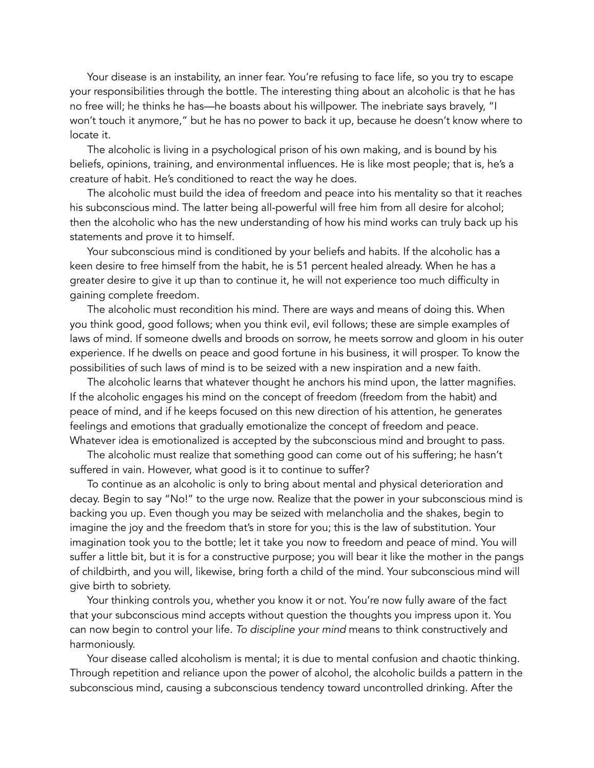Your disease is an instability, an inner fear. You're refusing to face life, so you try to escape your responsibilities through the bottle. The interesting thing about an alcoholic is that he has no free will; he thinks he has—he boasts about his willpower. The inebriate says bravely, "I won't touch it anymore," but he has no power to back it up, because he doesn't know where to locate it.

The alcoholic is living in a psychological prison of his own making, and is bound by his beliefs, opinions, training, and environmental influences. He is like most people; that is, he's a creature of habit. He's conditioned to react the way he does.

The alcoholic must build the idea of freedom and peace into his mentality so that it reaches his subconscious mind. The latter being all-powerful will free him from all desire for alcohol; then the alcoholic who has the new understanding of how his mind works can truly back up his statements and prove it to himself.

Your subconscious mind is conditioned by your beliefs and habits. If the alcoholic has a keen desire to free himself from the habit, he is 51 percent healed already. When he has a greater desire to give it up than to continue it, he will not experience too much difficulty in gaining complete freedom.

The alcoholic must recondition his mind. There are ways and means of doing this. When you think good, good follows; when you think evil, evil follows; these are simple examples of laws of mind. If someone dwells and broods on sorrow, he meets sorrow and gloom in his outer experience. If he dwells on peace and good fortune in his business, it will prosper. To know the possibilities of such laws of mind is to be seized with a new inspiration and a new faith.

The alcoholic learns that whatever thought he anchors his mind upon, the latter magnifies. If the alcoholic engages his mind on the concept of freedom (freedom from the habit) and peace of mind, and if he keeps focused on this new direction of his attention, he generates feelings and emotions that gradually emotionalize the concept of freedom and peace. Whatever idea is emotionalized is accepted by the subconscious mind and brought to pass.

The alcoholic must realize that something good can come out of his suffering; he hasn't suffered in vain. However, what good is it to continue to suffer?

To continue as an alcoholic is only to bring about mental and physical deterioration and decay. Begin to say "No!" to the urge now. Realize that the power in your subconscious mind is backing you up. Even though you may be seized with melancholia and the shakes, begin to imagine the joy and the freedom that's in store for you; this is the law of substitution. Your imagination took you to the bottle; let it take you now to freedom and peace of mind. You will suffer a little bit, but it is for a constructive purpose; you will bear it like the mother in the pangs of childbirth, and you will, likewise, bring forth a child of the mind. Your subconscious mind will give birth to sobriety.

Your thinking controls you, whether you know it or not. You're now fully aware of the fact that your subconscious mind accepts without question the thoughts you impress upon it. You can now begin to control your life. *To discipline your mind* means to think constructively and harmoniously.

Your disease called alcoholism is mental; it is due to mental confusion and chaotic thinking. Through repetition and reliance upon the power of alcohol, the alcoholic builds a pattern in the subconscious mind, causing a subconscious tendency toward uncontrolled drinking. After the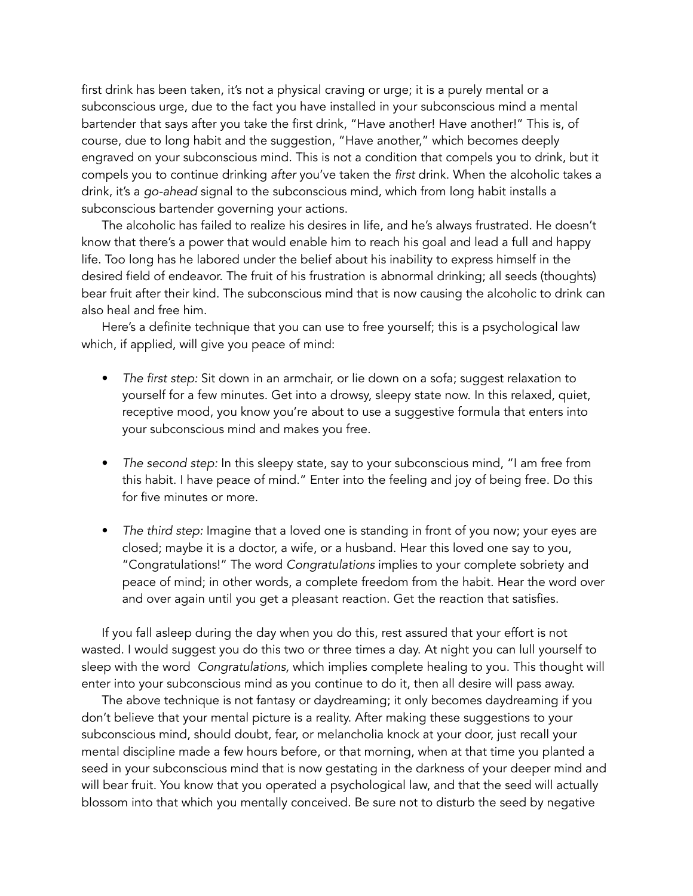first drink has been taken, it's not a physical craving or urge; it is a purely mental or a subconscious urge, due to the fact you have installed in your subconscious mind a mental bartender that says after you take the first drink, "Have another! Have another!" This is, of course, due to long habit and the suggestion, "Have another," which becomes deeply engraved on your subconscious mind. This is not a condition that compels you to drink, but it compels you to continue drinking *after* you've taken the *first* drink. When the alcoholic takes a drink, it's a *go-ahead* signal to the subconscious mind, which from long habit installs a subconscious bartender governing your actions.

The alcoholic has failed to realize his desires in life, and he's always frustrated. He doesn't know that there's a power that would enable him to reach his goal and lead a full and happy life. Too long has he labored under the belief about his inability to express himself in the desired field of endeavor. The fruit of his frustration is abnormal drinking; all seeds (thoughts) bear fruit after their kind. The subconscious mind that is now causing the alcoholic to drink can also heal and free him.

Here's a definite technique that you can use to free yourself; this is a psychological law which, if applied, will give you peace of mind:

- *The first step:* Sit down in an armchair, or lie down on a sofa; suggest relaxation to yourself for a few minutes. Get into a drowsy, sleepy state now. In this relaxed, quiet, receptive mood, you know you're about to use a suggestive formula that enters into your subconscious mind and makes you free.

- *The second step:* In this sleepy state, say to your subconscious mind, "I am free from this habit. I have peace of mind." Enter into the feeling and joy of being free. Do this for five minutes or more.

- *The third step:* Imagine that a loved one is standing in front of you now; your eyes are closed; maybe it is a doctor, a wife, or a husband. Hear this loved one say to you, "Congratulations!" The word *Congratulations* implies to your complete sobriety and peace of mind; in other words, a complete freedom from the habit. Hear the word over and over again until you get a pleasant reaction. Get the reaction that satisfies.

If you fall asleep during the day when you do this, rest assured that your effort is not wasted. I would suggest you do this two or three times a day. At night you can lull yourself to sleep with the word *Congratulations,* which implies complete healing to you. This thought will enter into your subconscious mind as you continue to do it, then all desire will pass away.

The above technique is not fantasy or daydreaming; it only becomes daydreaming if you don't believe that your mental picture is a reality. After making these suggestions to your subconscious mind, should doubt, fear, or melancholia knock at your door, just recall your mental discipline made a few hours before, or that morning, when at that time you planted a seed in your subconscious mind that is now gestating in the darkness of your deeper mind and will bear fruit. You know that you operated a psychological law, and that the seed will actually blossom into that which you mentally conceived. Be sure not to disturb the seed by negative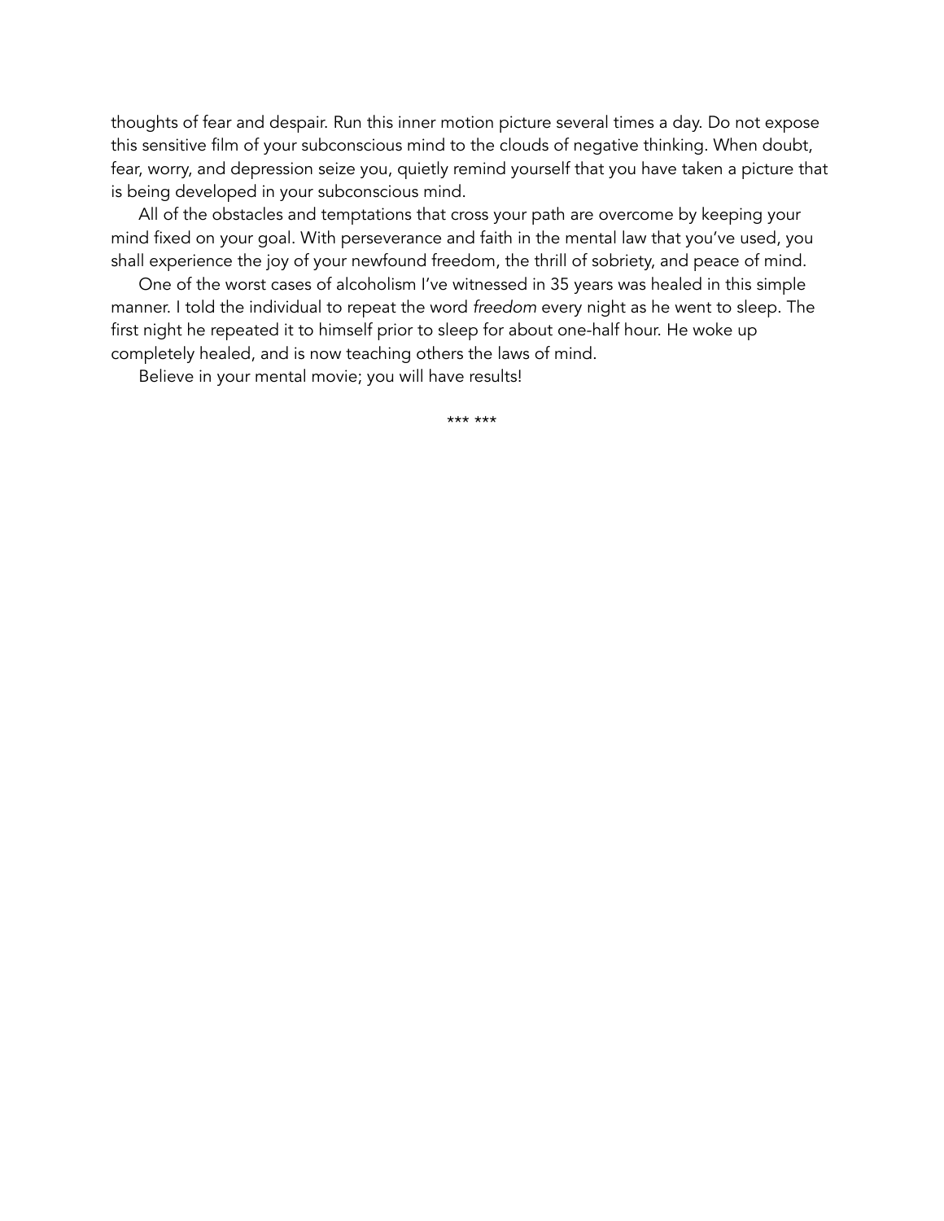thoughts of fear and despair. Run this inner motion picture several times a day. Do not expose this sensitive film of your subconscious mind to the clouds of negative thinking. When doubt, fear, worry, and depression seize you, quietly remind yourself that you have taken a picture that is being developed in your subconscious mind.

All of the obstacles and temptations that cross your path are overcome by keeping your mind fixed on your goal. With perseverance and faith in the mental law that you've used, you shall experience the joy of your newfound freedom, the thrill of sobriety, and peace of mind.

One of the worst cases of alcoholism I've witnessed in 35 years was healed in this simple manner. I told the individual to repeat the word *freedom* every night as he went to sleep. The first night he repeated it to himself prior to sleep for about one-half hour. He woke up completely healed, and is now teaching others the laws of mind.

Believe in your mental movie; you will have results!

*** ***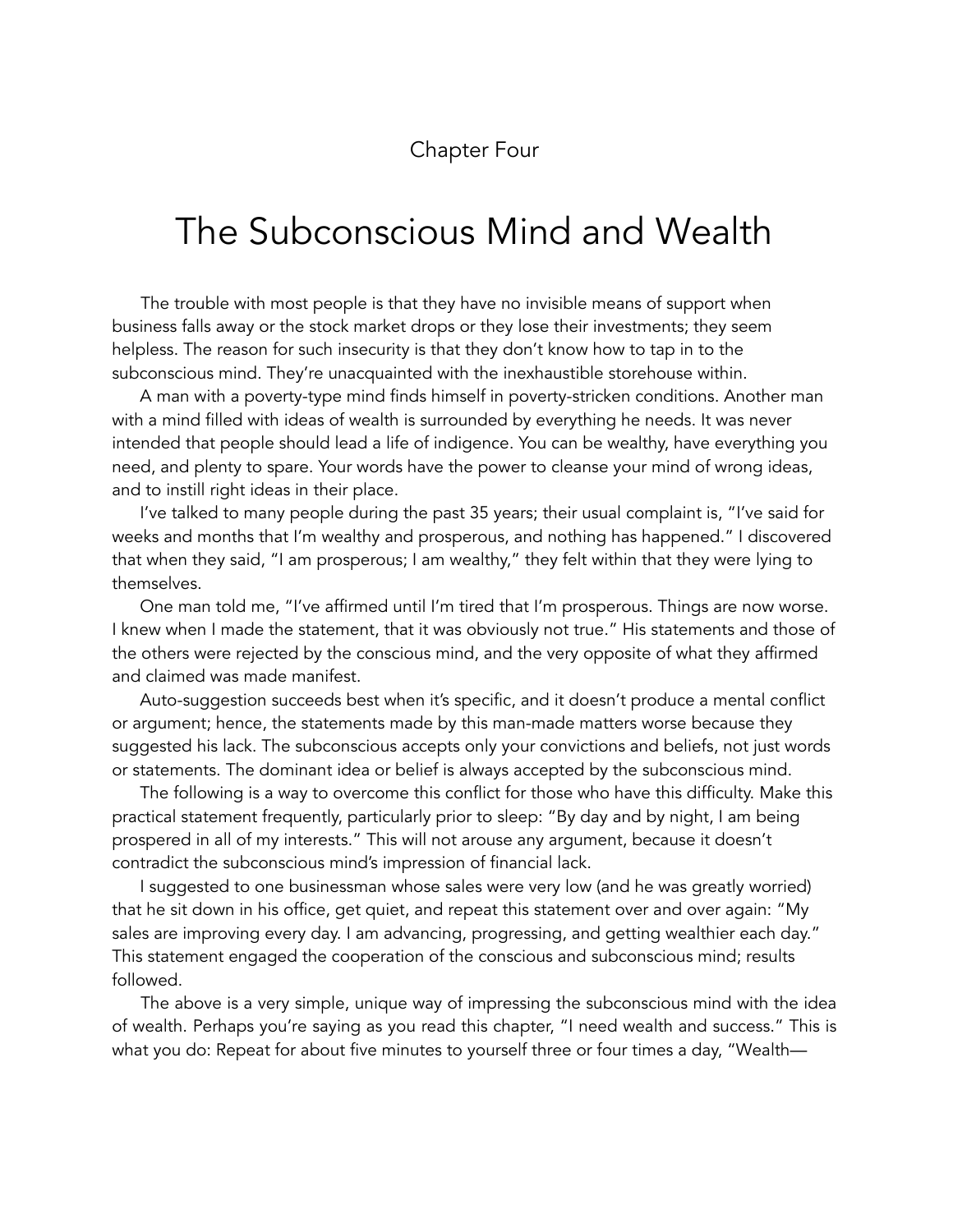Chapter Four

# The Subconscious Mind and Wealth

The trouble with most people is that they have no invisible means of support when business falls away or the stock market drops or they lose their investments; they seem helpless. The reason for such insecurity is that they don't know how to tap in to the subconscious mind. They're unacquainted with the inexhaustible storehouse within.

A man with a poverty-type mind finds himself in poverty-stricken conditions. Another man with a mind filled with ideas of wealth is surrounded by everything he needs. It was never intended that people should lead a life of indigence. You can be wealthy, have everything you need, and plenty to spare. Your words have the power to cleanse your mind of wrong ideas, and to instill right ideas in their place.

I've talked to many people during the past 35 years; their usual complaint is, "I've said for weeks and months that I'm wealthy and prosperous, and nothing has happened." I discovered that when they said, "I am prosperous; I am wealthy," they felt within that they were lying to themselves.

One man told me, "I've affirmed until I'm tired that I'm prosperous. Things are now worse. I knew when I made the statement, that it was obviously not true." His statements and those of the others were rejected by the conscious mind, and the very opposite of what they affirmed and claimed was made manifest.

Auto-suggestion succeeds best when it's specific, and it doesn't produce a mental conflict or argument; hence, the statements made by this man-made matters worse because they suggested his lack. The subconscious accepts only your convictions and beliefs, not just words or statements. The dominant idea or belief is always accepted by the subconscious mind.

The following is a way to overcome this conflict for those who have this difficulty. Make this practical statement frequently, particularly prior to sleep: "By day and by night, I am being prospered in all of my interests." This will not arouse any argument, because it doesn't contradict the subconscious mind's impression of financial lack.

I suggested to one businessman whose sales were very low (and he was greatly worried) that he sit down in his office, get quiet, and repeat this statement over and over again: "My sales are improving every day. I am advancing, progressing, and getting wealthier each day." This statement engaged the cooperation of the conscious and subconscious mind; results followed.

The above is a very simple, unique way of impressing the subconscious mind with the idea of wealth. Perhaps you're saying as you read this chapter, "I need wealth and success." This is what you do: Repeat for about five minutes to yourself three or four times a day, "Wealth—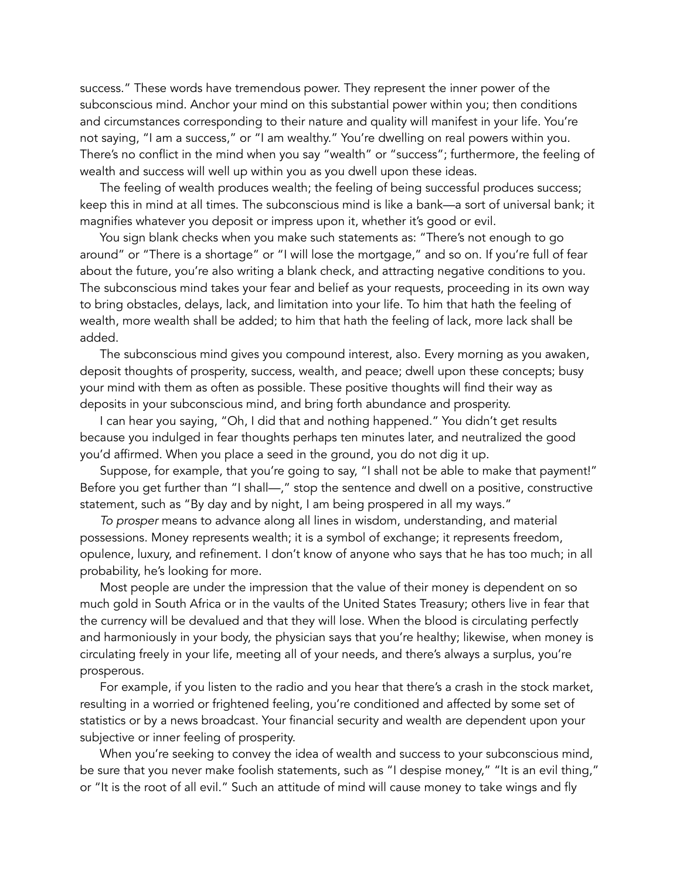success." These words have tremendous power. They represent the inner power of the subconscious mind. Anchor your mind on this substantial power within you; then conditions and circumstances corresponding to their nature and quality will manifest in your life. You're not saying, "I am a success," or "I am wealthy." You're dwelling on real powers within you. There's no conflict in the mind when you say "wealth" or "success"; furthermore, the feeling of wealth and success will well up within you as you dwell upon these ideas.

The feeling of wealth produces wealth; the feeling of being successful produces success; keep this in mind at all times. The subconscious mind is like a bank—a sort of universal bank; it magnifies whatever you deposit or impress upon it, whether it's good or evil.

You sign blank checks when you make such statements as: "There's not enough to go around" or "There is a shortage" or "I will lose the mortgage," and so on. If you're full of fear about the future, you're also writing a blank check, and attracting negative conditions to you. The subconscious mind takes your fear and belief as your requests, proceeding in its own way to bring obstacles, delays, lack, and limitation into your life. To him that hath the feeling of wealth, more wealth shall be added; to him that hath the feeling of lack, more lack shall be added.

The subconscious mind gives you compound interest, also. Every morning as you awaken, deposit thoughts of prosperity, success, wealth, and peace; dwell upon these concepts; busy your mind with them as often as possible. These positive thoughts will find their way as deposits in your subconscious mind, and bring forth abundance and prosperity.

I can hear you saying, "Oh, I did that and nothing happened." You didn't get results because you indulged in fear thoughts perhaps ten minutes later, and neutralized the good you'd affirmed. When you place a seed in the ground, you do not dig it up.

Suppose, for example, that you're going to say, "I shall not be able to make that payment!" Before you get further than "I shall—," stop the sentence and dwell on a positive, constructive statement, such as "By day and by night, I am being prospered in all my ways."

*To prosper* means to advance along all lines in wisdom, understanding, and material possessions. Money represents wealth; it is a symbol of exchange; it represents freedom, opulence, luxury, and refinement. I don't know of anyone who says that he has too much; in all probability, he's looking for more.

Most people are under the impression that the value of their money is dependent on so much gold in South Africa or in the vaults of the United States Treasury; others live in fear that the currency will be devalued and that they will lose. When the blood is circulating perfectly and harmoniously in your body, the physician says that you're healthy; likewise, when money is circulating freely in your life, meeting all of your needs, and there's always a surplus, you're prosperous.

For example, if you listen to the radio and you hear that there's a crash in the stock market, resulting in a worried or frightened feeling, you're conditioned and affected by some set of statistics or by a news broadcast. Your financial security and wealth are dependent upon your subjective or inner feeling of prosperity.

When you're seeking to convey the idea of wealth and success to your subconscious mind, be sure that you never make foolish statements, such as "I despise money," "It is an evil thing," or "It is the root of all evil." Such an attitude of mind will cause money to take wings and fly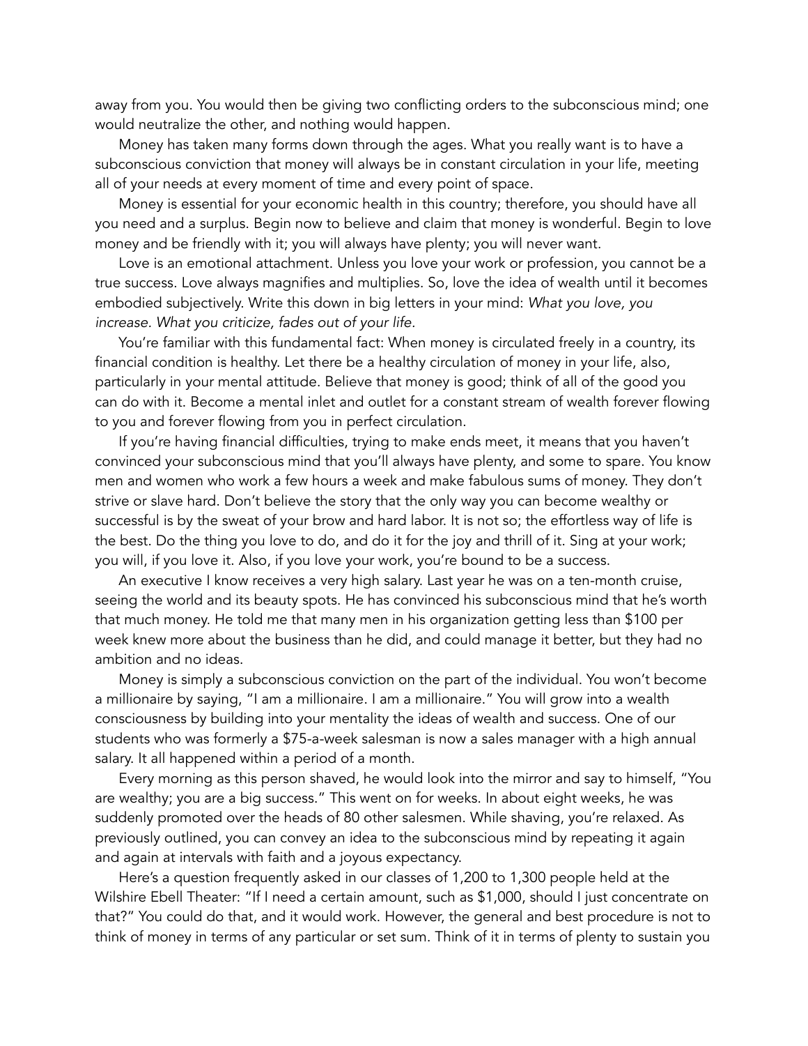away from you. You would then be giving two conflicting orders to the subconscious mind; one would neutralize the other, and nothing would happen.

Money has taken many forms down through the ages. What you really want is to have a subconscious conviction that money will always be in constant circulation in your life, meeting all of your needs at every moment of time and every point of space.

Money is essential for your economic health in this country; therefore, you should have all you need and a surplus. Begin now to believe and claim that money is wonderful. Begin to love money and be friendly with it; you will always have plenty; you will never want.

Love is an emotional attachment. Unless you love your work or profession, you cannot be a true success. Love always magnifies and multiplies. So, love the idea of wealth until it becomes embodied subjectively. Write this down in big letters in your mind: *What you love, you increase. What you criticize, fades out of your life.*

You're familiar with this fundamental fact: When money is circulated freely in a country, its financial condition is healthy. Let there be a healthy circulation of money in your life, also, particularly in your mental attitude. Believe that money is good; think of all of the good you can do with it. Become a mental inlet and outlet for a constant stream of wealth forever flowing to you and forever flowing from you in perfect circulation.

If you're having financial difficulties, trying to make ends meet, it means that you haven't convinced your subconscious mind that you'll always have plenty, and some to spare. You know men and women who work a few hours a week and make fabulous sums of money. They don't strive or slave hard. Don't believe the story that the only way you can become wealthy or successful is by the sweat of your brow and hard labor. It is not so; the effortless way of life is the best. Do the thing you love to do, and do it for the joy and thrill of it. Sing at your work; you will, if you love it. Also, if you love your work, you're bound to be a success.

An executive I know receives a very high salary. Last year he was on a ten-month cruise, seeing the world and its beauty spots. He has convinced his subconscious mind that he's worth that much money. He told me that many men in his organization getting less than $100 per week knew more about the business than he did, and could manage it better, but they had no ambition and no ideas.

Money is simply a subconscious conviction on the part of the individual. You won't become a millionaire by saying, "I am a millionaire. I am a millionaire." You will grow into a wealth consciousness by building into your mentality the ideas of wealth and success. One of our students who was formerly a $75-a-week salesman is now a sales manager with a high annual salary. It all happened within a period of a month.

Every morning as this person shaved, he would look into the mirror and say to himself, "You are wealthy; you are a big success." This went on for weeks. In about eight weeks, he was suddenly promoted over the heads of 80 other salesmen. While shaving, you're relaxed. As previously outlined, you can convey an idea to the subconscious mind by repeating it again and again at intervals with faith and a joyous expectancy.

Here's a question frequently asked in our classes of 1,200 to 1,300 people held at the Wilshire Ebell Theater: "If I need a certain amount, such as $1,000, should I just concentrate on that?" You could do that, and it would work. However, the general and best procedure is not to think of money in terms of any particular or set sum. Think of it in terms of plenty to sustain you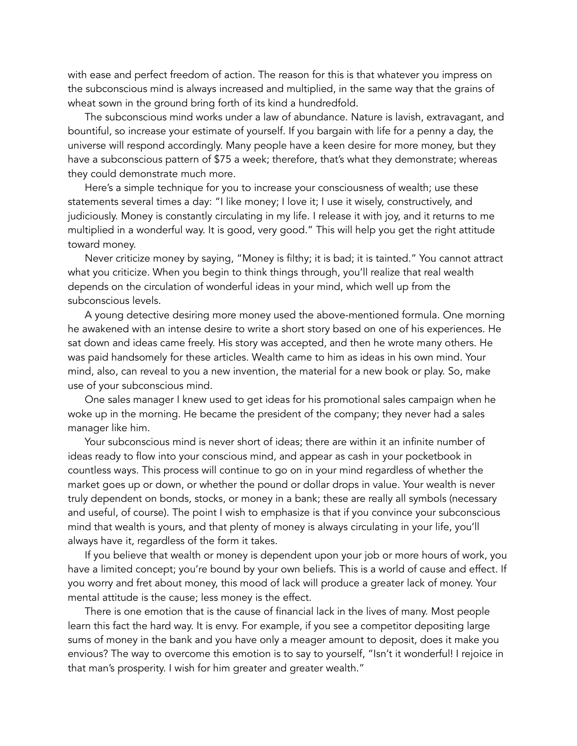with ease and perfect freedom of action. The reason for this is that whatever you impress on the subconscious mind is always increased and multiplied, in the same way that the grains of wheat sown in the ground bring forth of its kind a hundredfold.

The subconscious mind works under a law of abundance. Nature is lavish, extravagant, and bountiful, so increase your estimate of yourself. If you bargain with life for a penny a day, the universe will respond accordingly. Many people have a keen desire for more money, but they have a subconscious pattern of $75 a week; therefore, that's what they demonstrate; whereas they could demonstrate much more.

Here's a simple technique for you to increase your consciousness of wealth; use these statements several times a day: "I like money; I love it; I use it wisely, constructively, and judiciously. Money is constantly circulating in my life. I release it with joy, and it returns to me multiplied in a wonderful way. It is good, very good." This will help you get the right attitude toward money.

Never criticize money by saying, "Money is filthy; it is bad; it is tainted." You cannot attract what you criticize. When you begin to think things through, you'll realize that real wealth depends on the circulation of wonderful ideas in your mind, which well up from the subconscious levels.

A young detective desiring more money used the above-mentioned formula. One morning he awakened with an intense desire to write a short story based on one of his experiences. He sat down and ideas came freely. His story was accepted, and then he wrote many others. He was paid handsomely for these articles. Wealth came to him as ideas in his own mind. Your mind, also, can reveal to you a new invention, the material for a new book or play. So, make use of your subconscious mind.

One sales manager I knew used to get ideas for his promotional sales campaign when he woke up in the morning. He became the president of the company; they never had a sales manager like him.

Your subconscious mind is never short of ideas; there are within it an infinite number of ideas ready to flow into your conscious mind, and appear as cash in your pocketbook in countless ways. This process will continue to go on in your mind regardless of whether the market goes up or down, or whether the pound or dollar drops in value. Your wealth is never truly dependent on bonds, stocks, or money in a bank; these are really all symbols (necessary and useful, of course). The point I wish to emphasize is that if you convince your subconscious mind that wealth is yours, and that plenty of money is always circulating in your life, you'll always have it, regardless of the form it takes.

If you believe that wealth or money is dependent upon your job or more hours of work, you have a limited concept; you're bound by your own beliefs. This is a world of cause and effect. If you worry and fret about money, this mood of lack will produce a greater lack of money. Your mental attitude is the cause; less money is the effect.

There is one emotion that is the cause of financial lack in the lives of many. Most people learn this fact the hard way. It is envy. For example, if you see a competitor depositing large sums of money in the bank and you have only a meager amount to deposit, does it make you envious? The way to overcome this emotion is to say to yourself, "Isn't it wonderful! I rejoice in that man's prosperity. I wish for him greater and greater wealth."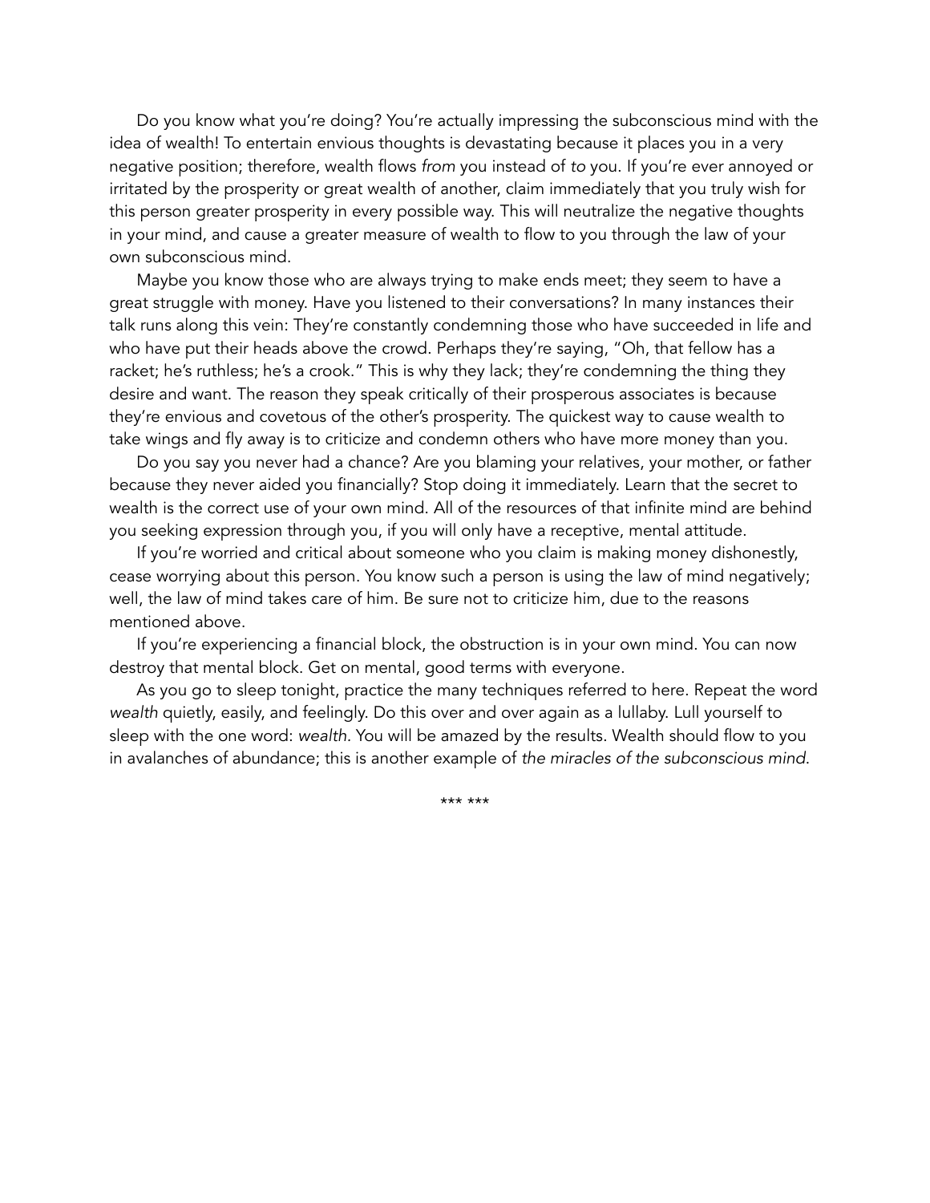Do you know what you're doing? You're actually impressing the subconscious mind with the idea of wealth! To entertain envious thoughts is devastating because it places you in a very negative position; therefore, wealth flows *from* you instead of *to* you. If you're ever annoyed or irritated by the prosperity or great wealth of another, claim immediately that you truly wish for this person greater prosperity in every possible way. This will neutralize the negative thoughts in your mind, and cause a greater measure of wealth to flow to you through the law of your own subconscious mind.

Maybe you know those who are always trying to make ends meet; they seem to have a great struggle with money. Have you listened to their conversations? In many instances their talk runs along this vein: They're constantly condemning those who have succeeded in life and who have put their heads above the crowd. Perhaps they're saying, "Oh, that fellow has a racket; he's ruthless; he's a crook." This is why they lack; they're condemning the thing they desire and want. The reason they speak critically of their prosperous associates is because they're envious and covetous of the other's prosperity. The quickest way to cause wealth to take wings and fly away is to criticize and condemn others who have more money than you.

Do you say you never had a chance? Are you blaming your relatives, your mother, or father because they never aided you financially? Stop doing it immediately. Learn that the secret to wealth is the correct use of your own mind. All of the resources of that infinite mind are behind you seeking expression through you, if you will only have a receptive, mental attitude.

If you're worried and critical about someone who you claim is making money dishonestly, cease worrying about this person. You know such a person is using the law of mind negatively; well, the law of mind takes care of him. Be sure not to criticize him, due to the reasons mentioned above.

If you're experiencing a financial block, the obstruction is in your own mind. You can now destroy that mental block. Get on mental, good terms with everyone.

As you go to sleep tonight, practice the many techniques referred to here. Repeat the word *wealth* quietly, easily, and feelingly. Do this over and over again as a lullaby. Lull yourself to sleep with the one word: *wealth.* You will be amazed by the results. Wealth should flow to you in avalanches of abundance; this is another example of *the miracles of the subconscious mind.*

*** ***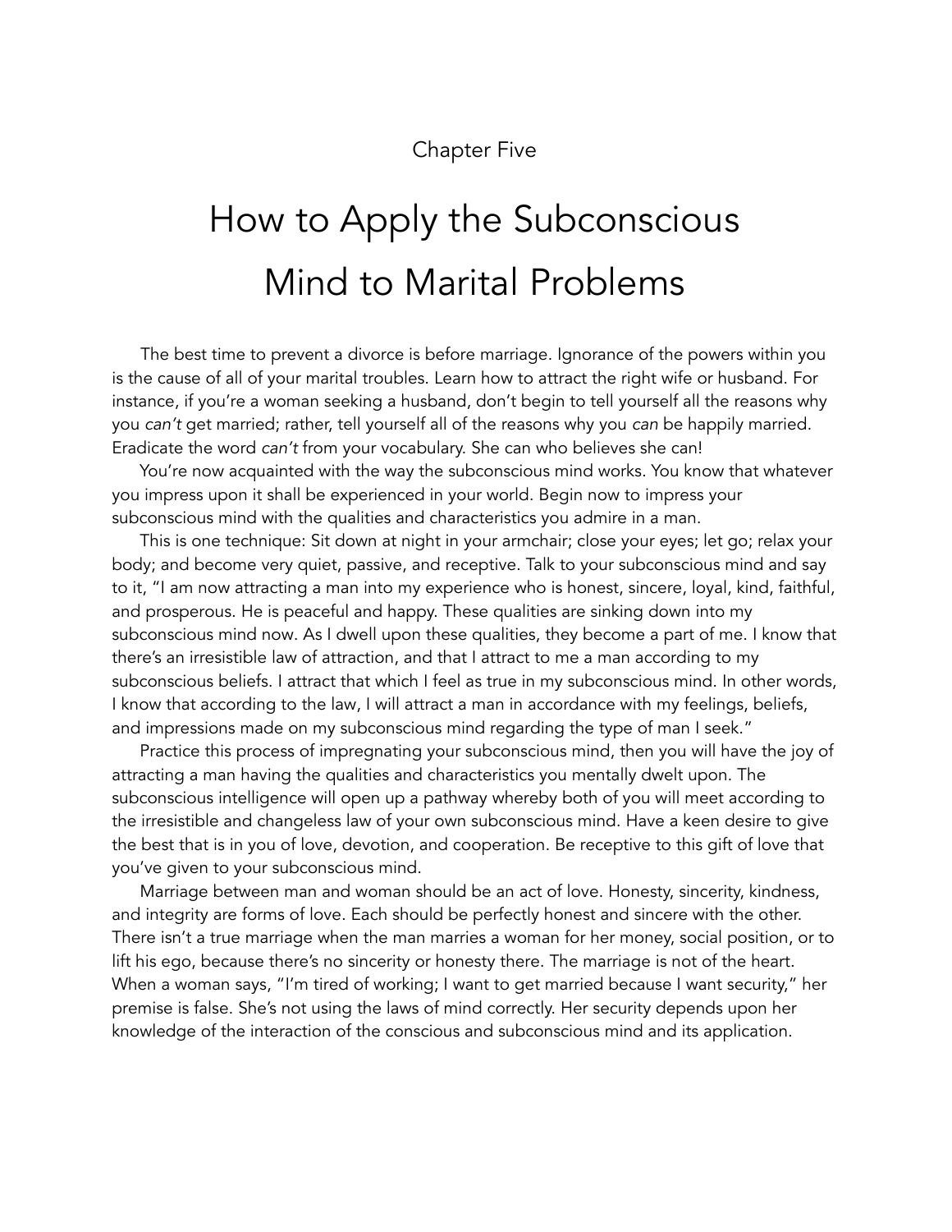Chapter Five

# How to Apply the Subconscious Mind to Marital Problems

The best time to prevent a divorce is before marriage. Ignorance of the powers within you is the cause of all of your marital troubles. Learn how to attract the right wife or husband. For instance, if you're a woman seeking a husband, don't begin to tell yourself all the reasons why you *can't* get married; rather, tell yourself all of the reasons why you *can* be happily married. Eradicate the word *can't* from your vocabulary. She can who believes she can!

You're now acquainted with the way the subconscious mind works. You know that whatever you impress upon it shall be experienced in your world. Begin now to impress your subconscious mind with the qualities and characteristics you admire in a man.

This is one technique: Sit down at night in your armchair; close your eyes; let go; relax your body; and become very quiet, passive, and receptive. Talk to your subconscious mind and say to it, "I am now attracting a man into my experience who is honest, sincere, loyal, kind, faithful, and prosperous. He is peaceful and happy. These qualities are sinking down into my subconscious mind now. As I dwell upon these qualities, they become a part of me. I know that there's an irresistible law of attraction, and that I attract to me a man according to my subconscious beliefs. I attract that which I feel as true in my subconscious mind. In other words, I know that according to the law, I will attract a man in accordance with my feelings, beliefs, and impressions made on my subconscious mind regarding the type of man I seek."

Practice this process of impregnating your subconscious mind, then you will have the joy of attracting a man having the qualities and characteristics you mentally dwelt upon. The subconscious intelligence will open up a pathway whereby both of you will meet according to the irresistible and changeless law of your own subconscious mind. Have a keen desire to give the best that is in you of love, devotion, and cooperation. Be receptive to this gift of love that you've given to your subconscious mind.

Marriage between man and woman should be an act of love. Honesty, sincerity, kindness, and integrity are forms of love. Each should be perfectly honest and sincere with the other. There isn't a true marriage when the man marries a woman for her money, social position, or to lift his ego, because there's no sincerity or honesty there. The marriage is not of the heart. When a woman says, "I'm tired of working; I want to get married because I want security," her premise is false. She's not using the laws of mind correctly. Her security depends upon her knowledge of the interaction of the conscious and subconscious mind and its application.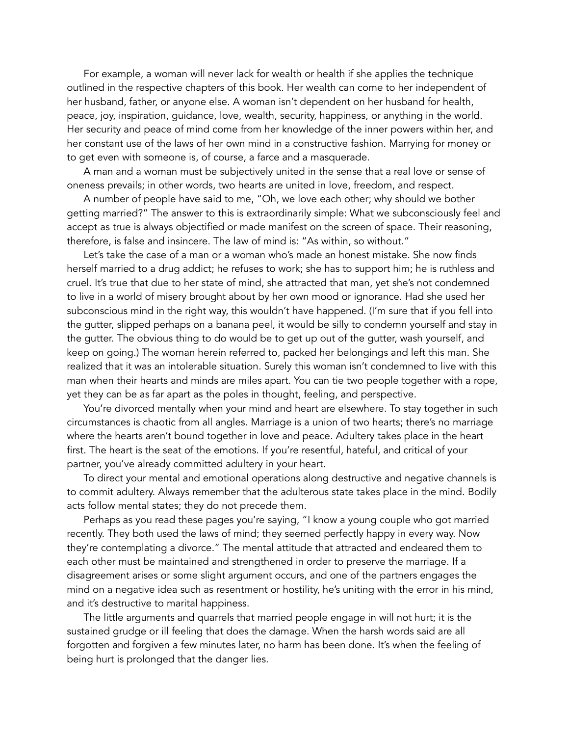For example, a woman will never lack for wealth or health if she applies the technique outlined in the respective chapters of this book. Her wealth can come to her independent of her husband, father, or anyone else. A woman isn't dependent on her husband for health, peace, joy, inspiration, guidance, love, wealth, security, happiness, or anything in the world. Her security and peace of mind come from her knowledge of the inner powers within her, and her constant use of the laws of her own mind in a constructive fashion. Marrying for money or to get even with someone is, of course, a farce and a masquerade.

A man and a woman must be subjectively united in the sense that a real love or sense of oneness prevails; in other words, two hearts are united in love, freedom, and respect.

A number of people have said to me, "Oh, we love each other; why should we bother getting married?" The answer to this is extraordinarily simple: What we subconsciously feel and accept as true is always objectified or made manifest on the screen of space. Their reasoning, therefore, is false and insincere. The law of mind is: "As within, so without."

Let's take the case of a man or a woman who's made an honest mistake. She now finds herself married to a drug addict; he refuses to work; she has to support him; he is ruthless and cruel. It's true that due to her state of mind, she attracted that man, yet she's not condemned to live in a world of misery brought about by her own mood or ignorance. Had she used her subconscious mind in the right way, this wouldn't have happened. (I'm sure that if you fell into the gutter, slipped perhaps on a banana peel, it would be silly to condemn yourself and stay in the gutter. The obvious thing to do would be to get up out of the gutter, wash yourself, and keep on going.) The woman herein referred to, packed her belongings and left this man. She realized that it was an intolerable situation. Surely this woman isn't condemned to live with this man when their hearts and minds are miles apart. You can tie two people together with a rope, yet they can be as far apart as the poles in thought, feeling, and perspective.

You're divorced mentally when your mind and heart are elsewhere. To stay together in such circumstances is chaotic from all angles. Marriage is a union of two hearts; there's no marriage where the hearts aren't bound together in love and peace. Adultery takes place in the heart first. The heart is the seat of the emotions. If you're resentful, hateful, and critical of your partner, you've already committed adultery in your heart.

To direct your mental and emotional operations along destructive and negative channels is to commit adultery. Always remember that the adulterous state takes place in the mind. Bodily acts follow mental states; they do not precede them.

Perhaps as you read these pages you're saying, "I know a young couple who got married recently. They both used the laws of mind; they seemed perfectly happy in every way. Now they're contemplating a divorce." The mental attitude that attracted and endeared them to each other must be maintained and strengthened in order to preserve the marriage. If a disagreement arises or some slight argument occurs, and one of the partners engages the mind on a negative idea such as resentment or hostility, he's uniting with the error in his mind, and it's destructive to marital happiness.

The little arguments and quarrels that married people engage in will not hurt; it is the sustained grudge or ill feeling that does the damage. When the harsh words said are all forgotten and forgiven a few minutes later, no harm has been done. It's when the feeling of being hurt is prolonged that the danger lies.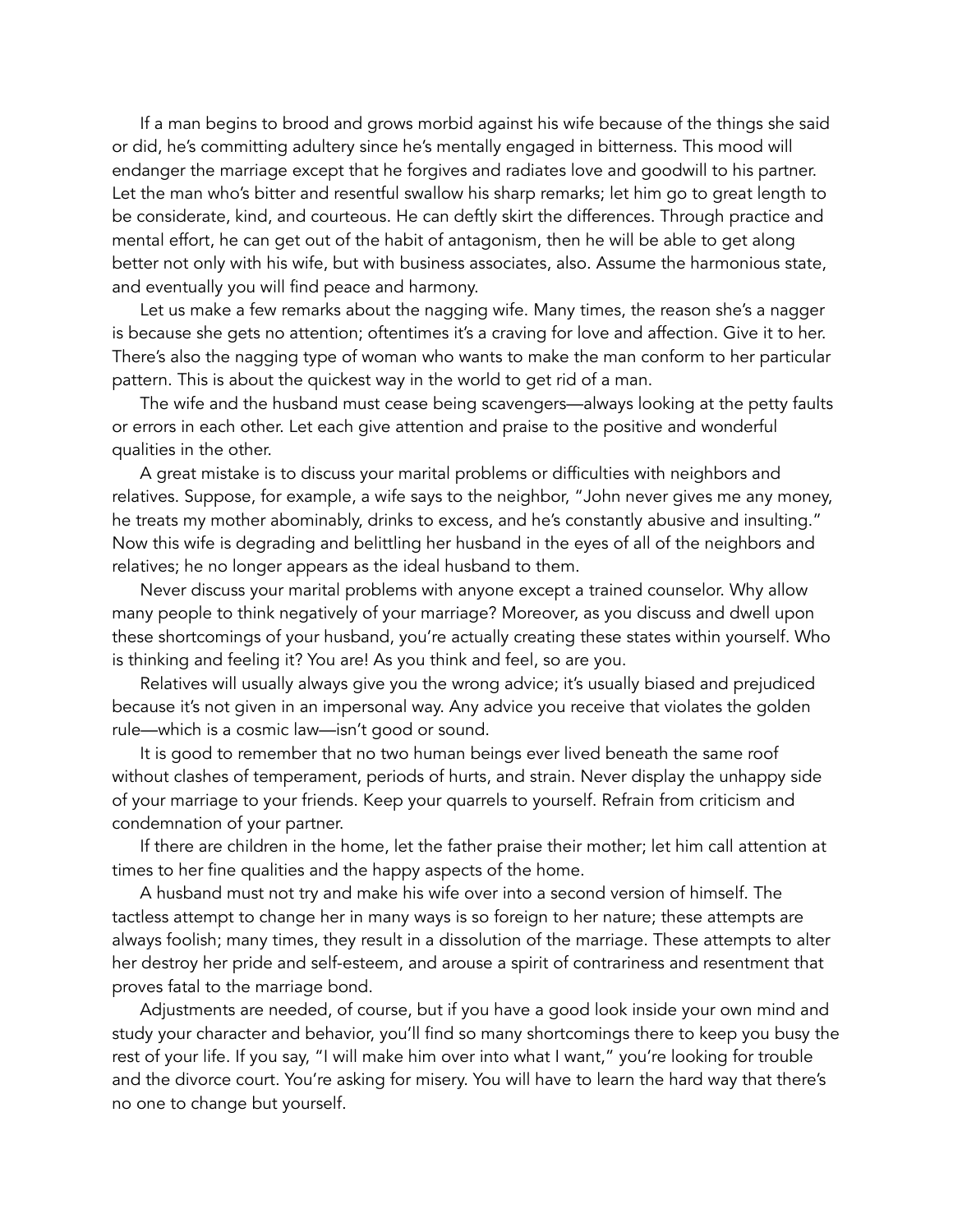If a man begins to brood and grows morbid against his wife because of the things she said or did, he's committing adultery since he's mentally engaged in bitterness. This mood will endanger the marriage except that he forgives and radiates love and goodwill to his partner. Let the man who's bitter and resentful swallow his sharp remarks; let him go to great length to be considerate, kind, and courteous. He can deftly skirt the differences. Through practice and mental effort, he can get out of the habit of antagonism, then he will be able to get along better not only with his wife, but with business associates, also. Assume the harmonious state, and eventually you will find peace and harmony.

Let us make a few remarks about the nagging wife. Many times, the reason she's a nagger is because she gets no attention; oftentimes it's a craving for love and affection. Give it to her. There's also the nagging type of woman who wants to make the man conform to her particular pattern. This is about the quickest way in the world to get rid of a man.

The wife and the husband must cease being scavengers—always looking at the petty faults or errors in each other. Let each give attention and praise to the positive and wonderful qualities in the other.

A great mistake is to discuss your marital problems or difficulties with neighbors and relatives. Suppose, for example, a wife says to the neighbor, "John never gives me any money, he treats my mother abominably, drinks to excess, and he's constantly abusive and insulting." Now this wife is degrading and belittling her husband in the eyes of all of the neighbors and relatives; he no longer appears as the ideal husband to them.

Never discuss your marital problems with anyone except a trained counselor. Why allow many people to think negatively of your marriage? Moreover, as you discuss and dwell upon these shortcomings of your husband, you're actually creating these states within yourself. Who is thinking and feeling it? You are! As you think and feel, so are you.

Relatives will usually always give you the wrong advice; it's usually biased and prejudiced because it's not given in an impersonal way. Any advice you receive that violates the golden rule—which is a cosmic law—isn't good or sound.

It is good to remember that no two human beings ever lived beneath the same roof without clashes of temperament, periods of hurts, and strain. Never display the unhappy side of your marriage to your friends. Keep your quarrels to yourself. Refrain from criticism and condemnation of your partner.

If there are children in the home, let the father praise their mother; let him call attention at times to her fine qualities and the happy aspects of the home.

A husband must not try and make his wife over into a second version of himself. The tactless attempt to change her in many ways is so foreign to her nature; these attempts are always foolish; many times, they result in a dissolution of the marriage. These attempts to alter her destroy her pride and self-esteem, and arouse a spirit of contrariness and resentment that proves fatal to the marriage bond.

Adjustments are needed, of course, but if you have a good look inside your own mind and study your character and behavior, you'll find so many shortcomings there to keep you busy the rest of your life. If you say, "I will make him over into what I want," you're looking for trouble and the divorce court. You're asking for misery. You will have to learn the hard way that there's no one to change but yourself.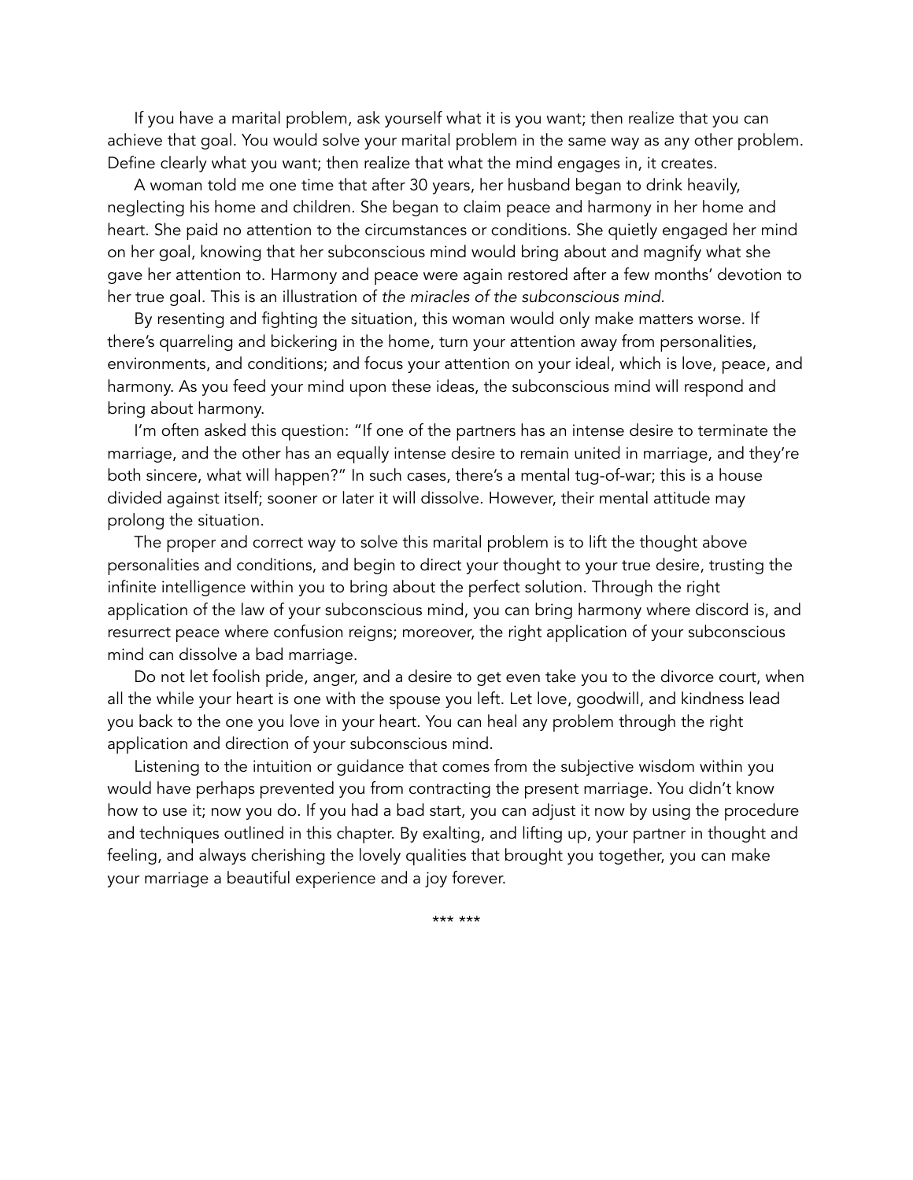If you have a marital problem, ask yourself what it is you want; then realize that you can achieve that goal. You would solve your marital problem in the same way as any other problem. Define clearly what you want; then realize that what the mind engages in, it creates.

A woman told me one time that after 30 years, her husband began to drink heavily, neglecting his home and children. She began to claim peace and harmony in her home and heart. She paid no attention to the circumstances or conditions. She quietly engaged her mind on her goal, knowing that her subconscious mind would bring about and magnify what she gave her attention to. Harmony and peace were again restored after a few months' devotion to her true goal. This is an illustration of *the miracles of the subconscious mind.*

By resenting and fighting the situation, this woman would only make matters worse. If there's quarreling and bickering in the home, turn your attention away from personalities, environments, and conditions; and focus your attention on your ideal, which is love, peace, and harmony. As you feed your mind upon these ideas, the subconscious mind will respond and bring about harmony.

I'm often asked this question: "If one of the partners has an intense desire to terminate the marriage, and the other has an equally intense desire to remain united in marriage, and they're both sincere, what will happen?" In such cases, there's a mental tug-of-war; this is a house divided against itself; sooner or later it will dissolve. However, their mental attitude may prolong the situation.

The proper and correct way to solve this marital problem is to lift the thought above personalities and conditions, and begin to direct your thought to your true desire, trusting the infinite intelligence within you to bring about the perfect solution. Through the right application of the law of your subconscious mind, you can bring harmony where discord is, and resurrect peace where confusion reigns; moreover, the right application of your subconscious mind can dissolve a bad marriage.

Do not let foolish pride, anger, and a desire to get even take you to the divorce court, when all the while your heart is one with the spouse you left. Let love, goodwill, and kindness lead you back to the one you love in your heart. You can heal any problem through the right application and direction of your subconscious mind.

Listening to the intuition or guidance that comes from the subjective wisdom within you would have perhaps prevented you from contracting the present marriage. You didn't know how to use it; now you do. If you had a bad start, you can adjust it now by using the procedure and techniques outlined in this chapter. By exalting, and lifting up, your partner in thought and feeling, and always cherishing the lovely qualities that brought you together, you can make your marriage a beautiful experience and a joy forever.

*** ***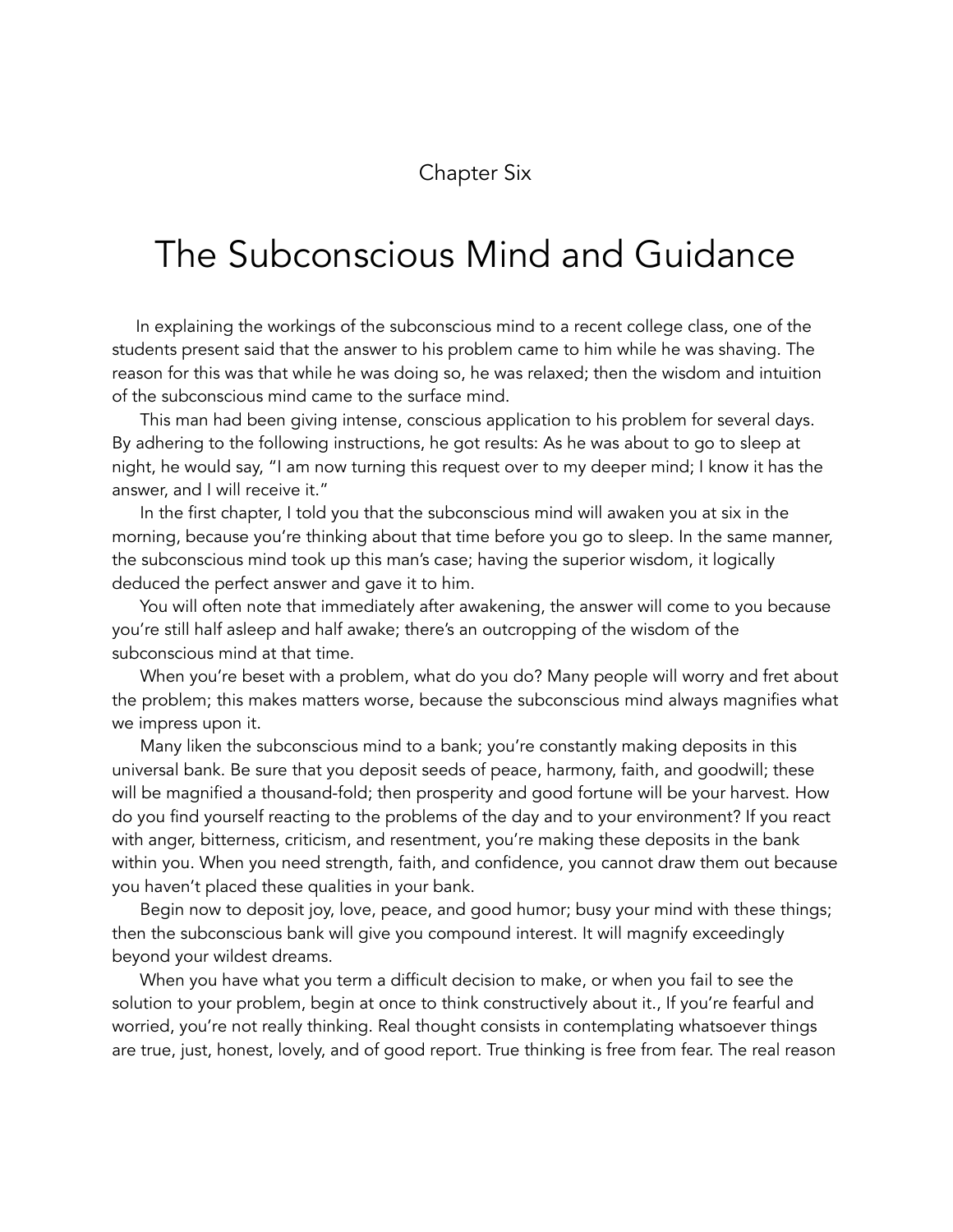Chapter Six

# The Subconscious Mind and Guidance

In explaining the workings of the subconscious mind to a recent college class, one of the students present said that the answer to his problem came to him while he was shaving. The reason for this was that while he was doing so, he was relaxed; then the wisdom and intuition of the subconscious mind came to the surface mind.

This man had been giving intense, conscious application to his problem for several days. By adhering to the following instructions, he got results: As he was about to go to sleep at night, he would say, "I am now turning this request over to my deeper mind; I know it has the answer, and I will receive it."

In the first chapter, I told you that the subconscious mind will awaken you at six in the morning, because you're thinking about that time before you go to sleep. In the same manner, the subconscious mind took up this man's case; having the superior wisdom, it logically deduced the perfect answer and gave it to him.

You will often note that immediately after awakening, the answer will come to you because you're still half asleep and half awake; there's an outcropping of the wisdom of the subconscious mind at that time.

When you're beset with a problem, what do you do? Many people will worry and fret about the problem; this makes matters worse, because the subconscious mind always magnifies what we impress upon it.

Many liken the subconscious mind to a bank; you're constantly making deposits in this universal bank. Be sure that you deposit seeds of peace, harmony, faith, and goodwill; these will be magnified a thousand-fold; then prosperity and good fortune will be your harvest. How do you find yourself reacting to the problems of the day and to your environment? If you react with anger, bitterness, criticism, and resentment, you're making these deposits in the bank within you. When you need strength, faith, and confidence, you cannot draw them out because you haven't placed these qualities in your bank.

Begin now to deposit joy, love, peace, and good humor; busy your mind with these things; then the subconscious bank will give you compound interest. It will magnify exceedingly beyond your wildest dreams.

When you have what you term a difficult decision to make, or when you fail to see the solution to your problem, begin at once to think constructively about it., If you're fearful and worried, you're not really thinking. Real thought consists in contemplating whatsoever things are true, just, honest, lovely, and of good report. True thinking is free from fear. The real reason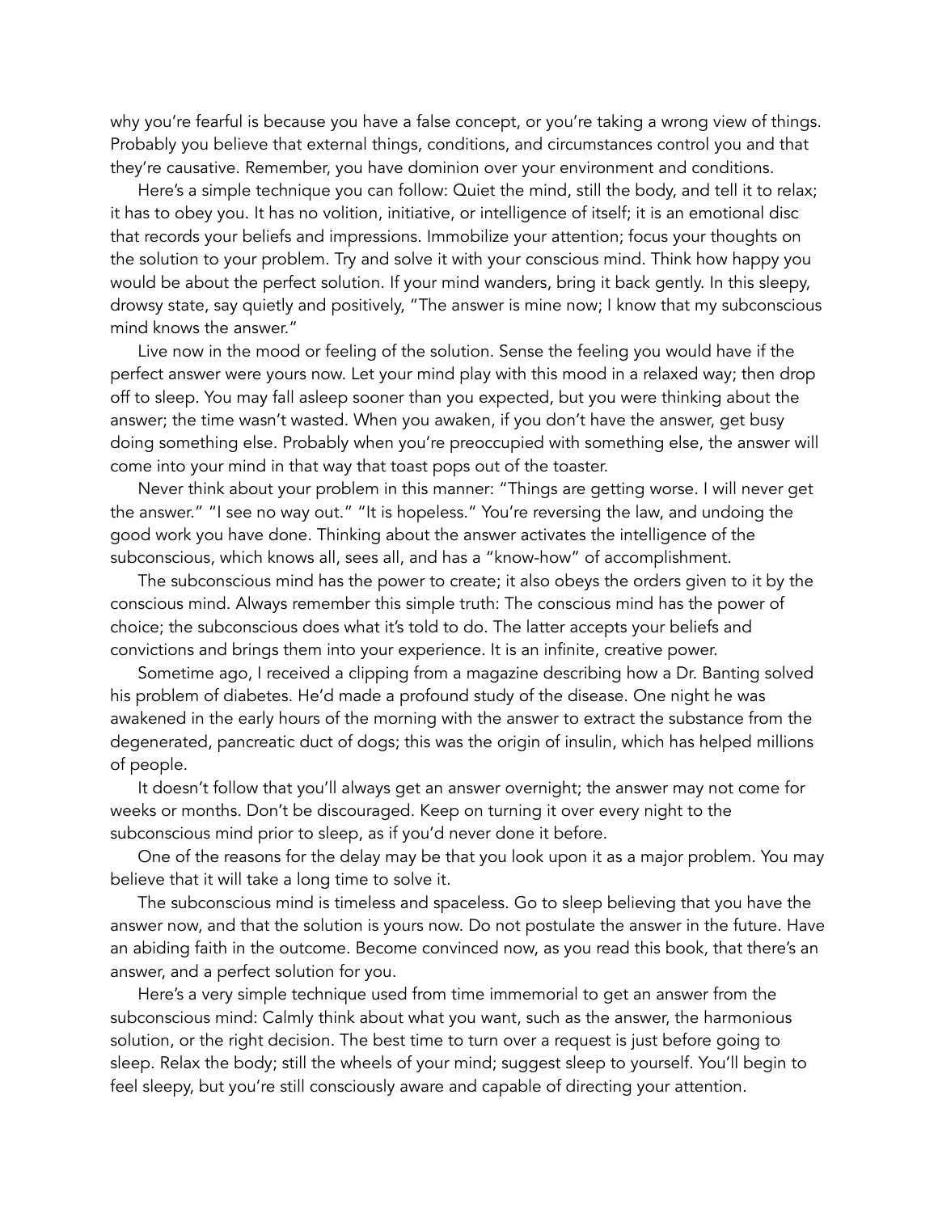why you're fearful is because you have a false concept, or you're taking a wrong view of things. Probably you believe that external things, conditions, and circumstances control you and that they're causative. Remember, you have dominion over your environment and conditions.

Here's a simple technique you can follow: Quiet the mind, still the body, and tell it to relax; it has to obey you. It has no volition, initiative, or intelligence of itself; it is an emotional disc that records your beliefs and impressions. Immobilize your attention; focus your thoughts on the solution to your problem. Try and solve it with your conscious mind. Think how happy you would be about the perfect solution. If your mind wanders, bring it back gently. In this sleepy, drowsy state, say quietly and positively, "The answer is mine now; I know that my subconscious mind knows the answer."

Live now in the mood or feeling of the solution. Sense the feeling you would have if the perfect answer were yours now. Let your mind play with this mood in a relaxed way; then drop off to sleep. You may fall asleep sooner than you expected, but you were thinking about the answer; the time wasn't wasted. When you awaken, if you don't have the answer, get busy doing something else. Probably when you're preoccupied with something else, the answer will come into your mind in that way that toast pops out of the toaster.

Never think about your problem in this manner: "Things are getting worse. I will never get the answer." "I see no way out." "It is hopeless." You're reversing the law, and undoing the good work you have done. Thinking about the answer activates the intelligence of the subconscious, which knows all, sees all, and has a "know-how" of accomplishment.

The subconscious mind has the power to create; it also obeys the orders given to it by the conscious mind. Always remember this simple truth: The conscious mind has the power of choice; the subconscious does what it's told to do. The latter accepts your beliefs and convictions and brings them into your experience. It is an infinite, creative power.

Sometime ago, I received a clipping from a magazine describing how a Dr. Banting solved his problem of diabetes. He'd made a profound study of the disease. One night he was awakened in the early hours of the morning with the answer to extract the substance from the degenerated, pancreatic duct of dogs; this was the origin of insulin, which has helped millions of people.

It doesn't follow that you'll always get an answer overnight; the answer may not come for weeks or months. Don't be discouraged. Keep on turning it over every night to the subconscious mind prior to sleep, as if you'd never done it before.

One of the reasons for the delay may be that you look upon it as a major problem. You may believe that it will take a long time to solve it.

The subconscious mind is timeless and spaceless. Go to sleep believing that you have the answer now, and that the solution is yours now. Do not postulate the answer in the future. Have an abiding faith in the outcome. Become convinced now, as you read this book, that there's an answer, and a perfect solution for you.

Here's a very simple technique used from time immemorial to get an answer from the subconscious mind: Calmly think about what you want, such as the answer, the harmonious solution, or the right decision. The best time to turn over a request is just before going to sleep. Relax the body; still the wheels of your mind; suggest sleep to yourself. You'll begin to feel sleepy, but you're still consciously aware and capable of directing your attention.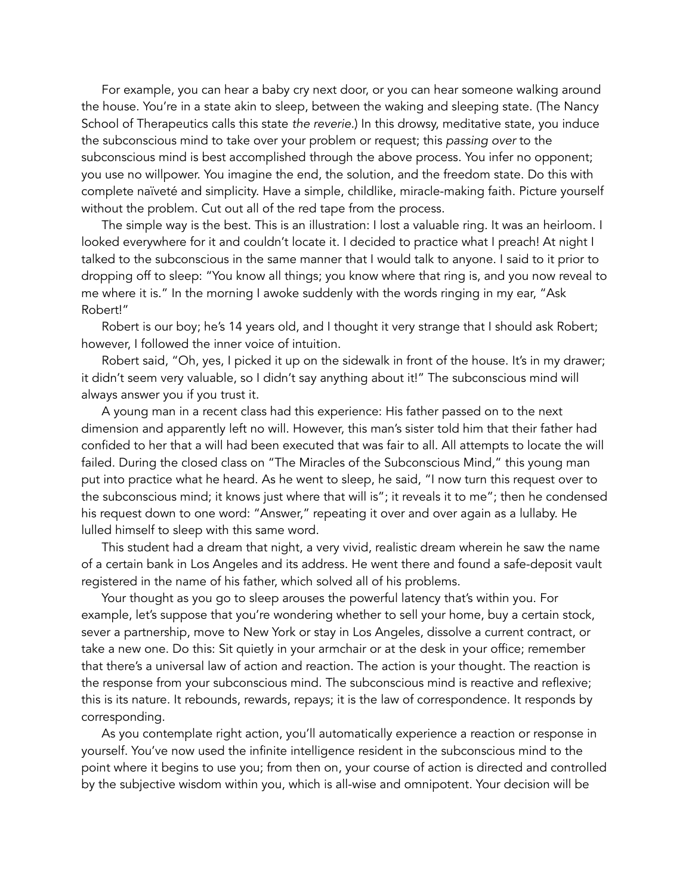For example, you can hear a baby cry next door, or you can hear someone walking around the house. You're in a state akin to sleep, between the waking and sleeping state. (The Nancy School of Therapeutics calls this state *the reverie*.) In this drowsy, meditative state, you induce the subconscious mind to take over your problem or request; this *passing over* to the subconscious mind is best accomplished through the above process. You infer no opponent; you use no willpower. You imagine the end, the solution, and the freedom state. Do this with complete naïveté and simplicity. Have a simple, childlike, miracle-making faith. Picture yourself without the problem. Cut out all of the red tape from the process.

The simple way is the best. This is an illustration: I lost a valuable ring. It was an heirloom. I looked everywhere for it and couldn't locate it. I decided to practice what I preach! At night I talked to the subconscious in the same manner that I would talk to anyone. I said to it prior to dropping off to sleep: "You know all things; you know where that ring is, and you now reveal to me where it is." In the morning I awoke suddenly with the words ringing in my ear, "Ask Robert!"

Robert is our boy; he's 14 years old, and I thought it very strange that I should ask Robert; however, I followed the inner voice of intuition.

Robert said, "Oh, yes, I picked it up on the sidewalk in front of the house. It's in my drawer; it didn't seem very valuable, so I didn't say anything about it!" The subconscious mind will always answer you if you trust it.

A young man in a recent class had this experience: His father passed on to the next dimension and apparently left no will. However, this man's sister told him that their father had confided to her that a will had been executed that was fair to all. All attempts to locate the will failed. During the closed class on "The Miracles of the Subconscious Mind," this young man put into practice what he heard. As he went to sleep, he said, "I now turn this request over to the subconscious mind; it knows just where that will is"; it reveals it to me"; then he condensed his request down to one word: "Answer," repeating it over and over again as a lullaby. He lulled himself to sleep with this same word.

This student had a dream that night, a very vivid, realistic dream wherein he saw the name of a certain bank in Los Angeles and its address. He went there and found a safe-deposit vault registered in the name of his father, which solved all of his problems.

Your thought as you go to sleep arouses the powerful latency that's within you. For example, let's suppose that you're wondering whether to sell your home, buy a certain stock, sever a partnership, move to New York or stay in Los Angeles, dissolve a current contract, or take a new one. Do this: Sit quietly in your armchair or at the desk in your office; remember that there's a universal law of action and reaction. The action is your thought. The reaction is the response from your subconscious mind. The subconscious mind is reactive and reflexive; this is its nature. It rebounds, rewards, repays; it is the law of correspondence. It responds by corresponding.

As you contemplate right action, you'll automatically experience a reaction or response in yourself. You've now used the infinite intelligence resident in the subconscious mind to the point where it begins to use you; from then on, your course of action is directed and controlled by the subjective wisdom within you, which is all-wise and omnipotent. Your decision will be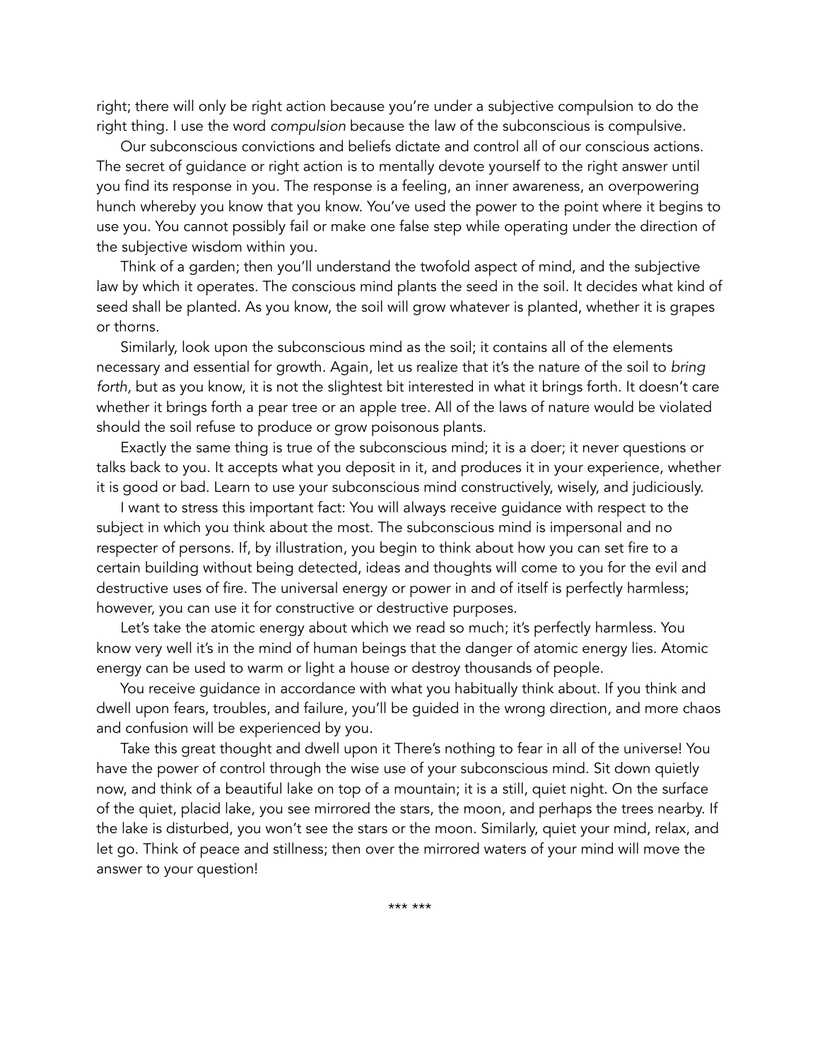right; there will only be right action because you're under a subjective compulsion to do the right thing. I use the word *compulsion* because the law of the subconscious is compulsive.

Our subconscious convictions and beliefs dictate and control all of our conscious actions. The secret of guidance or right action is to mentally devote yourself to the right answer until you find its response in you. The response is a feeling, an inner awareness, an overpowering hunch whereby you know that you know. You've used the power to the point where it begins to use you. You cannot possibly fail or make one false step while operating under the direction of the subjective wisdom within you.

Think of a garden; then you'll understand the twofold aspect of mind, and the subjective law by which it operates. The conscious mind plants the seed in the soil. It decides what kind of seed shall be planted. As you know, the soil will grow whatever is planted, whether it is grapes or thorns.

Similarly, look upon the subconscious mind as the soil; it contains all of the elements necessary and essential for growth. Again, let us realize that it's the nature of the soil to *bring forth,* but as you know, it is not the slightest bit interested in what it brings forth. It doesn't care whether it brings forth a pear tree or an apple tree. All of the laws of nature would be violated should the soil refuse to produce or grow poisonous plants.

Exactly the same thing is true of the subconscious mind; it is a doer; it never questions or talks back to you. It accepts what you deposit in it, and produces it in your experience, whether it is good or bad. Learn to use your subconscious mind constructively, wisely, and judiciously.

I want to stress this important fact: You will always receive guidance with respect to the subject in which you think about the most. The subconscious mind is impersonal and no respecter of persons. If, by illustration, you begin to think about how you can set fire to a certain building without being detected, ideas and thoughts will come to you for the evil and destructive uses of fire. The universal energy or power in and of itself is perfectly harmless; however, you can use it for constructive or destructive purposes.

Let's take the atomic energy about which we read so much; it's perfectly harmless. You know very well it's in the mind of human beings that the danger of atomic energy lies. Atomic energy can be used to warm or light a house or destroy thousands of people.

You receive guidance in accordance with what you habitually think about. If you think and dwell upon fears, troubles, and failure, you'll be guided in the wrong direction, and more chaos and confusion will be experienced by you.

Take this great thought and dwell upon it There's nothing to fear in all of the universe! You have the power of control through the wise use of your subconscious mind. Sit down quietly now, and think of a beautiful lake on top of a mountain; it is a still, quiet night. On the surface of the quiet, placid lake, you see mirrored the stars, the moon, and perhaps the trees nearby. If the lake is disturbed, you won't see the stars or the moon. Similarly, quiet your mind, relax, and let go. Think of peace and stillness; then over the mirrored waters of your mind will move the answer to your question!

*** ***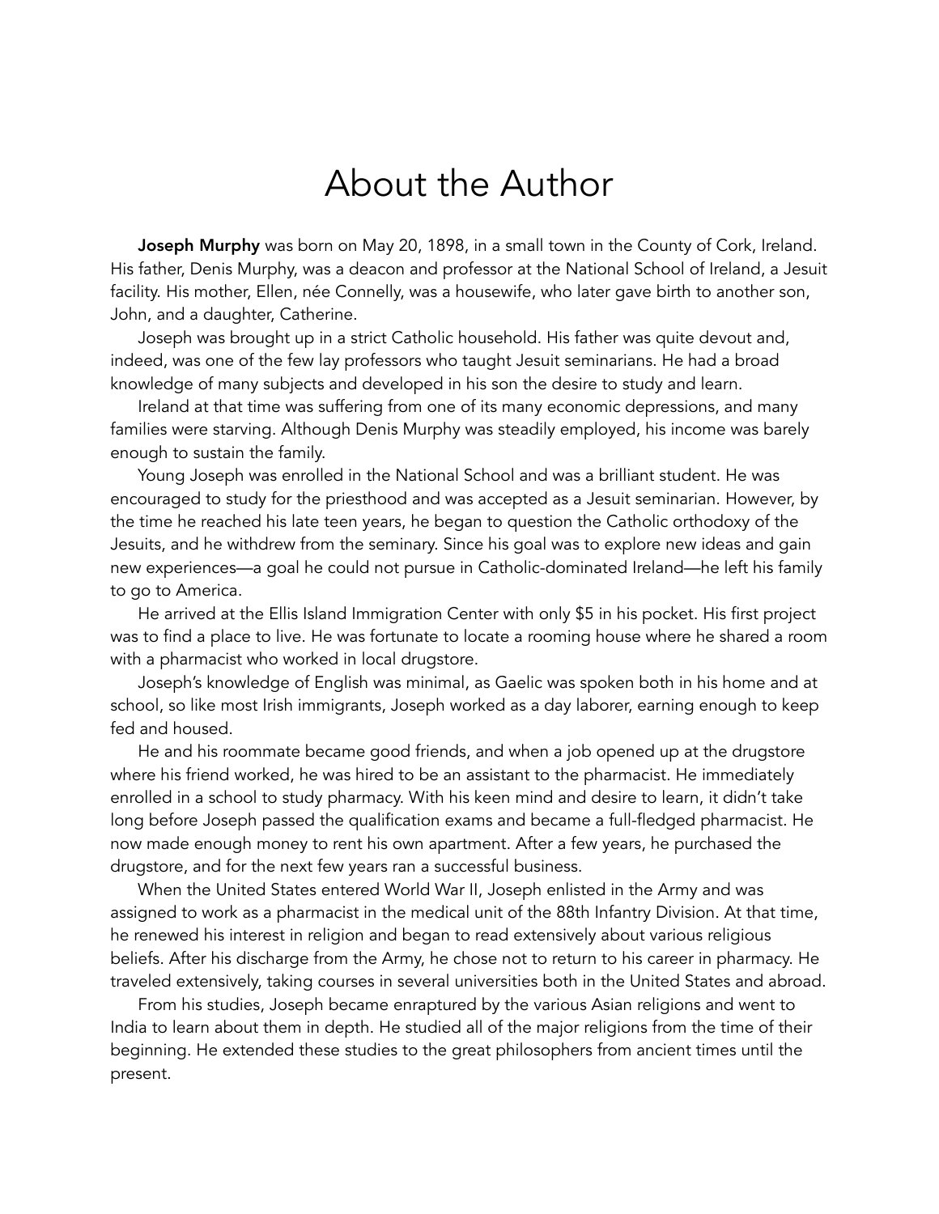# About the Author

**Joseph Murphy** was born on May 20, 1898, in a small town in the County of Cork, Ireland. His father, Denis Murphy, was a deacon and professor at the National School of Ireland, a Jesuit facility. His mother, Ellen, née Connelly, was a housewife, who later gave birth to another son, John, and a daughter, Catherine.

Joseph was brought up in a strict Catholic household. His father was quite devout and, indeed, was one of the few lay professors who taught Jesuit seminarians. He had a broad knowledge of many subjects and developed in his son the desire to study and learn.

Ireland at that time was suffering from one of its many economic depressions, and many families were starving. Although Denis Murphy was steadily employed, his income was barely enough to sustain the family.

Young Joseph was enrolled in the National School and was a brilliant student. He was encouraged to study for the priesthood and was accepted as a Jesuit seminarian. However, by the time he reached his late teen years, he began to question the Catholic orthodoxy of the Jesuits, and he withdrew from the seminary. Since his goal was to explore new ideas and gain new experiences—a goal he could not pursue in Catholic-dominated Ireland—he left his family to go to America.

He arrived at the Ellis Island Immigration Center with only $5 in his pocket. His first project was to find a place to live. He was fortunate to locate a rooming house where he shared a room with a pharmacist who worked in local drugstore.

Joseph's knowledge of English was minimal, as Gaelic was spoken both in his home and at school, so like most Irish immigrants, Joseph worked as a day laborer, earning enough to keep fed and housed.

He and his roommate became good friends, and when a job opened up at the drugstore where his friend worked, he was hired to be an assistant to the pharmacist. He immediately enrolled in a school to study pharmacy. With his keen mind and desire to learn, it didn't take long before Joseph passed the qualification exams and became a full-fledged pharmacist. He now made enough money to rent his own apartment. After a few years, he purchased the drugstore, and for the next few years ran a successful business.

When the United States entered World War II, Joseph enlisted in the Army and was assigned to work as a pharmacist in the medical unit of the 88th Infantry Division. At that time, he renewed his interest in religion and began to read extensively about various religious beliefs. After his discharge from the Army, he chose not to return to his career in pharmacy. He traveled extensively, taking courses in several universities both in the United States and abroad.

From his studies, Joseph became enraptured by the various Asian religions and went to India to learn about them in depth. He studied all of the major religions from the time of their beginning. He extended these studies to the great philosophers from ancient times until the present.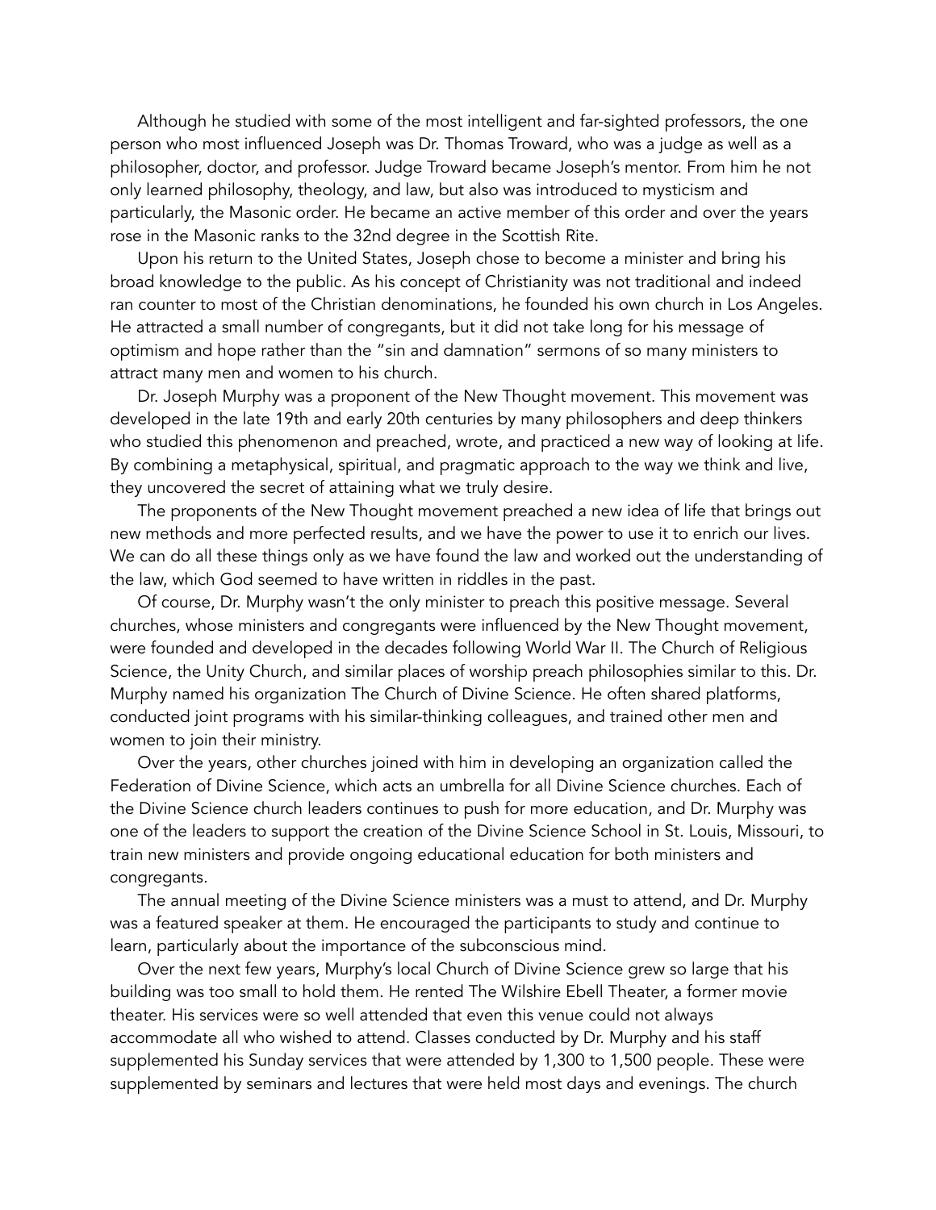Although he studied with some of the most intelligent and far-sighted professors, the one person who most influenced Joseph was Dr. Thomas Troward, who was a judge as well as a philosopher, doctor, and professor. Judge Troward became Joseph's mentor. From him he not only learned philosophy, theology, and law, but also was introduced to mysticism and particularly, the Masonic order. He became an active member of this order and over the years rose in the Masonic ranks to the 32nd degree in the Scottish Rite.

Upon his return to the United States, Joseph chose to become a minister and bring his broad knowledge to the public. As his concept of Christianity was not traditional and indeed ran counter to most of the Christian denominations, he founded his own church in Los Angeles. He attracted a small number of congregants, but it did not take long for his message of optimism and hope rather than the "sin and damnation" sermons of so many ministers to attract many men and women to his church.

Dr. Joseph Murphy was a proponent of the New Thought movement. This movement was developed in the late 19th and early 20th centuries by many philosophers and deep thinkers who studied this phenomenon and preached, wrote, and practiced a new way of looking at life. By combining a metaphysical, spiritual, and pragmatic approach to the way we think and live, they uncovered the secret of attaining what we truly desire.

The proponents of the New Thought movement preached a new idea of life that brings out new methods and more perfected results, and we have the power to use it to enrich our lives. We can do all these things only as we have found the law and worked out the understanding of the law, which God seemed to have written in riddles in the past.

Of course, Dr. Murphy wasn't the only minister to preach this positive message. Several churches, whose ministers and congregants were influenced by the New Thought movement, were founded and developed in the decades following World War II. The Church of Religious Science, the Unity Church, and similar places of worship preach philosophies similar to this. Dr. Murphy named his organization The Church of Divine Science. He often shared platforms, conducted joint programs with his similar-thinking colleagues, and trained other men and women to join their ministry.

Over the years, other churches joined with him in developing an organization called the Federation of Divine Science, which acts an umbrella for all Divine Science churches. Each of the Divine Science church leaders continues to push for more education, and Dr. Murphy was one of the leaders to support the creation of the Divine Science School in St. Louis, Missouri, to train new ministers and provide ongoing educational education for both ministers and congregants.

The annual meeting of the Divine Science ministers was a must to attend, and Dr. Murphy was a featured speaker at them. He encouraged the participants to study and continue to learn, particularly about the importance of the subconscious mind.

Over the next few years, Murphy's local Church of Divine Science grew so large that his building was too small to hold them. He rented The Wilshire Ebell Theater, a former movie theater. His services were so well attended that even this venue could not always accommodate all who wished to attend. Classes conducted by Dr. Murphy and his staff supplemented his Sunday services that were attended by 1,300 to 1,500 people. These were supplemented by seminars and lectures that were held most days and evenings. The church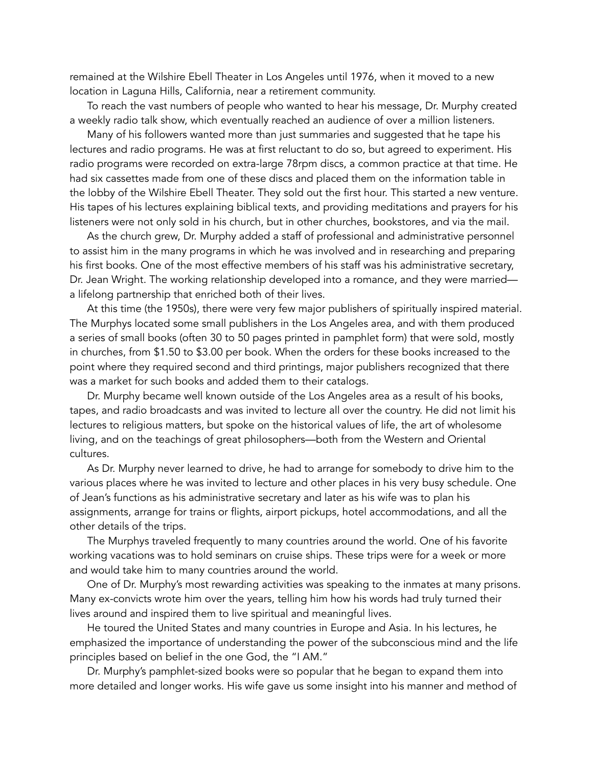remained at the Wilshire Ebell Theater in Los Angeles until 1976, when it moved to a new location in Laguna Hills, California, near a retirement community.

To reach the vast numbers of people who wanted to hear his message, Dr. Murphy created a weekly radio talk show, which eventually reached an audience of over a million listeners.

Many of his followers wanted more than just summaries and suggested that he tape his lectures and radio programs. He was at first reluctant to do so, but agreed to experiment. His radio programs were recorded on extra-large 78rpm discs, a common practice at that time. He had six cassettes made from one of these discs and placed them on the information table in the lobby of the Wilshire Ebell Theater. They sold out the first hour. This started a new venture. His tapes of his lectures explaining biblical texts, and providing meditations and prayers for his listeners were not only sold in his church, but in other churches, bookstores, and via the mail.

As the church grew, Dr. Murphy added a staff of professional and administrative personnel to assist him in the many programs in which he was involved and in researching and preparing his first books. One of the most effective members of his staff was his administrative secretary, Dr. Jean Wright. The working relationship developed into a romance, and they were married—a lifelong partnership that enriched both of their lives.

At this time (the 1950s), there were very few major publishers of spiritually inspired material. The Murphys located some small publishers in the Los Angeles area, and with them produced a series of small books (often 30 to 50 pages printed in pamphlet form) that were sold, mostly in churches, from $1.50 to $3.00 per book. When the orders for these books increased to the point where they required second and third printings, major publishers recognized that there was a market for such books and added them to their catalogs.

Dr. Murphy became well known outside of the Los Angeles area as a result of his books, tapes, and radio broadcasts and was invited to lecture all over the country. He did not limit his lectures to religious matters, but spoke on the historical values of life, the art of wholesome living, and on the teachings of great philosophers—both from the Western and Oriental cultures.

As Dr. Murphy never learned to drive, he had to arrange for somebody to drive him to the various places where he was invited to lecture and other places in his very busy schedule. One of Jean's functions as his administrative secretary and later as his wife was to plan his assignments, arrange for trains or flights, airport pickups, hotel accommodations, and all the other details of the trips.

The Murphys traveled frequently to many countries around the world. One of his favorite working vacations was to hold seminars on cruise ships. These trips were for a week or more and would take him to many countries around the world.

One of Dr. Murphy's most rewarding activities was speaking to the inmates at many prisons. Many ex-convicts wrote him over the years, telling him how his words had truly turned their lives around and inspired them to live spiritual and meaningful lives.

He toured the United States and many countries in Europe and Asia. In his lectures, he emphasized the importance of understanding the power of the subconscious mind and the life principles based on belief in the one God, the "I AM."

Dr. Murphy's pamphlet-sized books were so popular that he began to expand them into more detailed and longer works. His wife gave us some insight into his manner and method of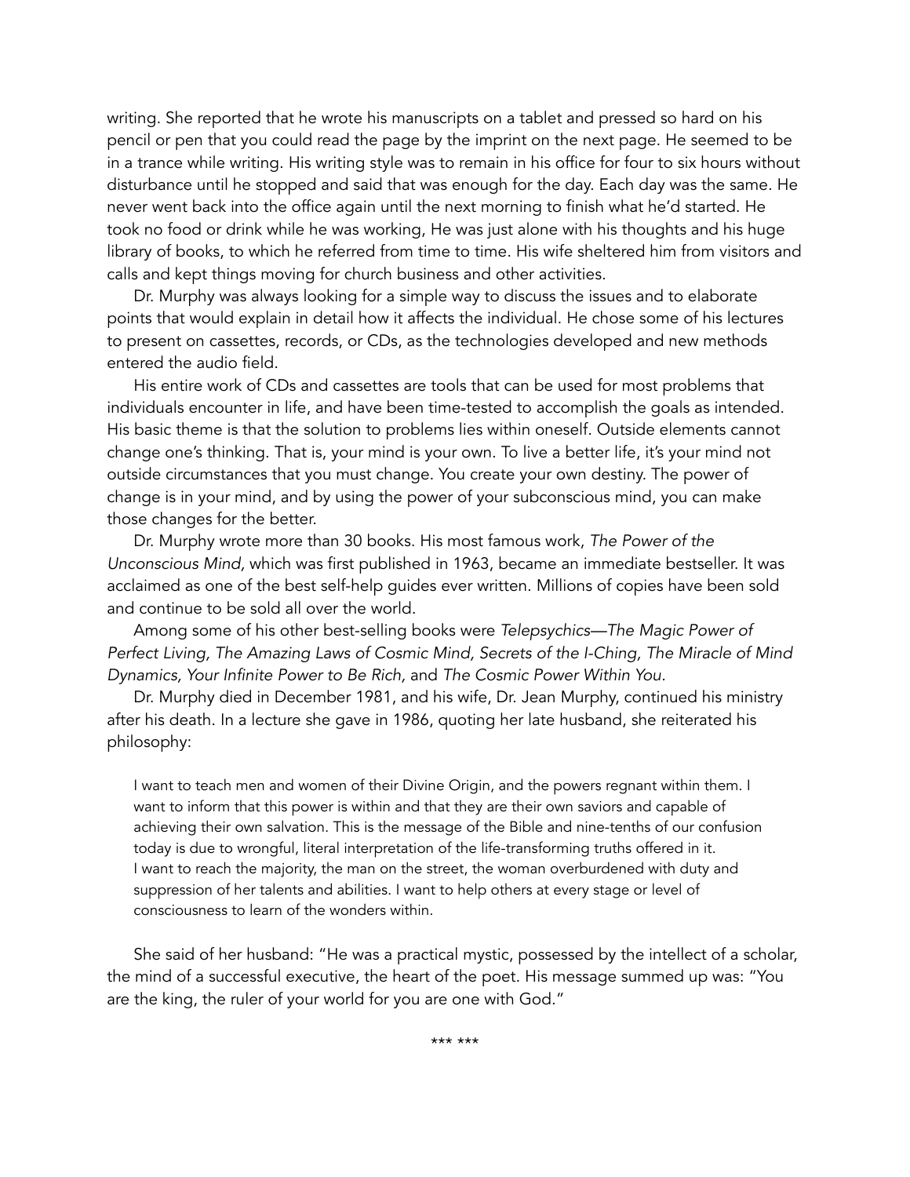writing. She reported that he wrote his manuscripts on a tablet and pressed so hard on his pencil or pen that you could read the page by the imprint on the next page. He seemed to be in a trance while writing. His writing style was to remain in his office for four to six hours without disturbance until he stopped and said that was enough for the day. Each day was the same. He never went back into the office again until the next morning to finish what he'd started. He took no food or drink while he was working, He was just alone with his thoughts and his huge library of books, to which he referred from time to time. His wife sheltered him from visitors and calls and kept things moving for church business and other activities.

Dr. Murphy was always looking for a simple way to discuss the issues and to elaborate points that would explain in detail how it affects the individual. He chose some of his lectures to present on cassettes, records, or CDs, as the technologies developed and new methods entered the audio field.

His entire work of CDs and cassettes are tools that can be used for most problems that individuals encounter in life, and have been time-tested to accomplish the goals as intended. His basic theme is that the solution to problems lies within oneself. Outside elements cannot change one's thinking. That is, your mind is your own. To live a better life, it's your mind not outside circumstances that you must change. You create your own destiny. The power of change is in your mind, and by using the power of your subconscious mind, you can make those changes for the better.

Dr. Murphy wrote more than 30 books. His most famous work, *The Power of the Unconscious Mind,* which was first published in 1963, became an immediate bestseller. It was acclaimed as one of the best self-help guides ever written. Millions of copies have been sold and continue to be sold all over the world.

Among some of his other best-selling books were *Telepsychics—The Magic Power of Perfect Living, The Amazing Laws of Cosmic Mind, Secrets of the I-Ching, The Miracle of Mind Dynamics, Your Infinite Power to Be Rich,* and *The Cosmic Power Within You.*

Dr. Murphy died in December 1981, and his wife, Dr. Jean Murphy, continued his ministry after his death. In a lecture she gave in 1986, quoting her late husband, she reiterated his philosophy:

> I want to teach men and women of their Divine Origin, and the powers regnant within them. I want to inform that this power is within and that they are their own saviors and capable of achieving their own salvation. This is the message of the Bible and nine-tenths of our confusion today is due to wrongful, literal interpretation of the life-transforming truths offered in it.
> I want to reach the majority, the man on the street, the woman overburdened with duty and suppression of her talents and abilities. I want to help others at every stage or level of consciousness to learn of the wonders within.

She said of her husband: "He was a practical mystic, possessed by the intellect of a scholar, the mind of a successful executive, the heart of the poet. His message summed up was: "You are the king, the ruler of your world for you are one with God."

\*\*\* \*\*\*